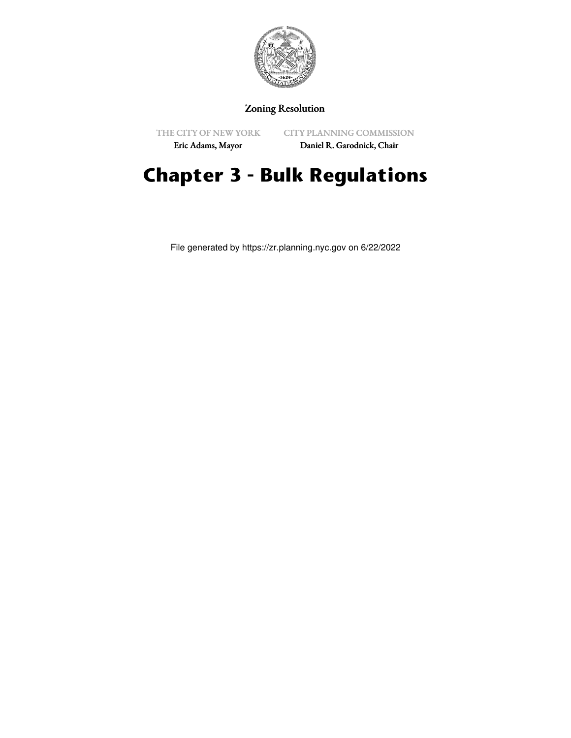Zoning Resolution

THE CITY OF NEW YORK
Eric Adams, Mayor

CITY PLANNING COMMISSION
Daniel R. Garodnick, Chair

# Chapter 3 - Bulk Regulations

File generated by https://zr.planning.nyc.gov on 6/22/2022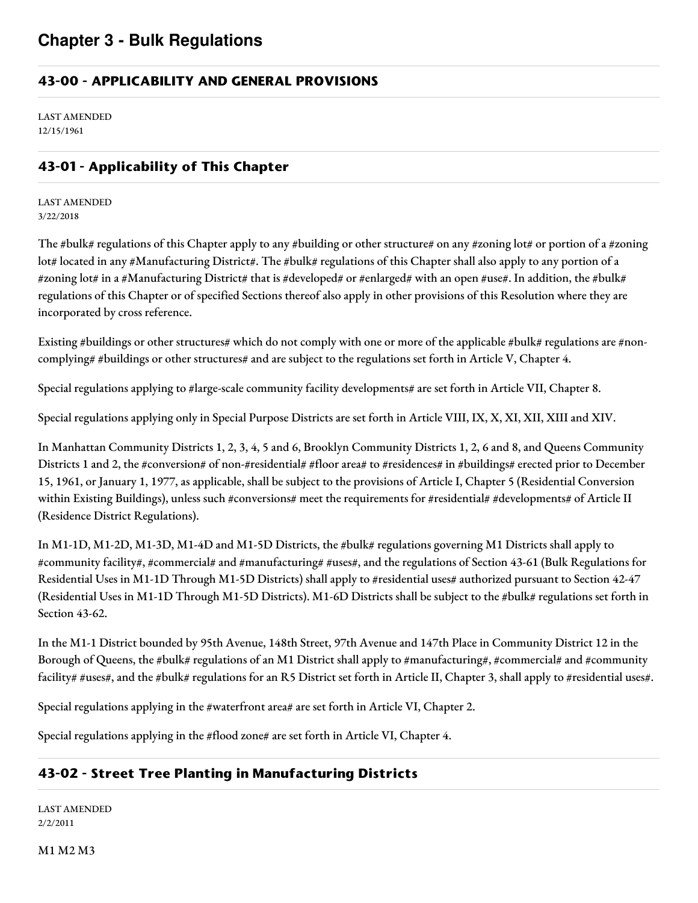# Chapter 3 - Bulk Regulations

## 43-00 - APPLICABILITY AND GENERAL PROVISIONS

LAST AMENDED
12/15/1961

## 43-01 - Applicability of This Chapter

LAST AMENDED
3/22/2018

The #bulk# regulations of this Chapter apply to any #building or other structure# on any #zoning lot# or portion of a #zoning lot# located in any #Manufacturing District#. The #bulk# regulations of this Chapter shall also apply to any portion of a #zoning lot# in a #Manufacturing District# that is #developed# or #enlarged# with an open #use#. In addition, the #bulk# regulations of this Chapter or of specified Sections thereof also apply in other provisions of this Resolution where they are incorporated by cross reference.

Existing #buildings or other structures# which do not comply with one or more of the applicable #bulk# regulations are #non-complying# #buildings or other structures# and are subject to the regulations set forth in Article V, Chapter 4.

Special regulations applying to #large-scale community facility developments# are set forth in Article VII, Chapter 8.

Special regulations applying only in Special Purpose Districts are set forth in Article VIII, IX, X, XI, XII, XIII and XIV.

In Manhattan Community Districts 1, 2, 3, 4, 5 and 6, Brooklyn Community Districts 1, 2, 6 and 8, and Queens Community Districts 1 and 2, the #conversion# of non-#residential# #floor area# to #residences# in #buildings# erected prior to December 15, 1961, or January 1, 1977, as applicable, shall be subject to the provisions of Article I, Chapter 5 (Residential Conversion within Existing Buildings), unless such #conversions# meet the requirements for #residential# #developments# of Article II (Residence District Regulations).

In M1-1D, M1-2D, M1-3D, M1-4D and M1-5D Districts, the #bulk# regulations governing M1 Districts shall apply to #community facility#, #commercial# and #manufacturing# #uses#, and the regulations of Section 43-61 (Bulk Regulations for Residential Uses in M1-1D Through M1-5D Districts) shall apply to #residential uses# authorized pursuant to Section 42-47 (Residential Uses in M1-1D Through M1-5D Districts). M1-6D Districts shall be subject to the #bulk# regulations set forth in Section 43-62.

In the M1-1 District bounded by 95th Avenue, 148th Street, 97th Avenue and 147th Place in Community District 12 in the Borough of Queens, the #bulk# regulations of an M1 District shall apply to #manufacturing#, #commercial# and #community facility# #uses#, and the #bulk# regulations for an R5 District set forth in Article II, Chapter 3, shall apply to #residential uses#.

Special regulations applying in the #waterfront area# are set forth in Article VI, Chapter 2.

Special regulations applying in the #flood zone# are set forth in Article VI, Chapter 4.

## 43-02 - Street Tree Planting in Manufacturing Districts

LAST AMENDED
2/2/2011

M1 M2 M3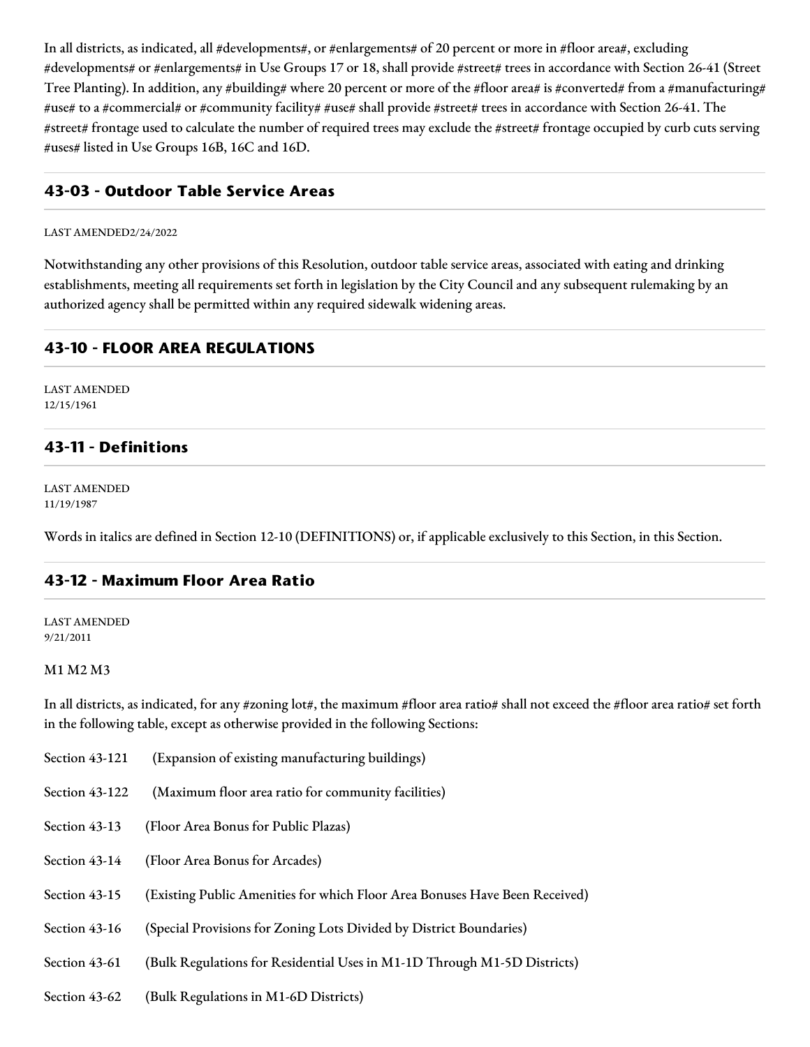In all districts, as indicated, all #developments#, or #enlargements# of 20 percent or more in #floor area#, excluding #developments# or #enlargements# in Use Groups 17 or 18, shall provide #street# trees in accordance with Section 26-41 (Street Tree Planting). In addition, any #building# where 20 percent or more of the #floor area# is #converted# from a #manufacturing# #use# to a #commercial# or #community facility# #use# shall provide #street# trees in accordance with Section 26-41. The #street# frontage used to calculate the number of required trees may exclude the #street# frontage occupied by curb cuts serving #uses# listed in Use Groups 16B, 16C and 16D.

## 43-03 - Outdoor Table Service Areas

LAST AMENDED2/24/2022

Notwithstanding any other provisions of this Resolution, outdoor table service areas, associated with eating and drinking establishments, meeting all requirements set forth in legislation by the City Council and any subsequent rulemaking by an authorized agency shall be permitted within any required sidewalk widening areas.

## 43-10 - FLOOR AREA REGULATIONS

LAST AMENDED
12/15/1961

## 43-11 - Definitions

LAST AMENDED
11/19/1987

Words in italics are defined in Section 12-10 (DEFINITIONS) or, if applicable exclusively to this Section, in this Section.

## 43-12 - Maximum Floor Area Ratio

LAST AMENDED
9/21/2011

M1 M2 M3

In all districts, as indicated, for any #zoning lot#, the maximum #floor area ratio# shall not exceed the #floor area ratio# set forth in the following table, except as otherwise provided in the following Sections:

Section 43-121 (Expansion of existing manufacturing buildings)

Section 43-122 (Maximum floor area ratio for community facilities)

Section 43-13 (Floor Area Bonus for Public Plazas)

Section 43-14 (Floor Area Bonus for Arcades)

Section 43-15 (Existing Public Amenities for which Floor Area Bonuses Have Been Received)

Section 43-16 (Special Provisions for Zoning Lots Divided by District Boundaries)

Section 43-61 (Bulk Regulations for Residential Uses in M1-1D Through M1-5D Districts)

Section 43-62 (Bulk Regulations in M1-6D Districts)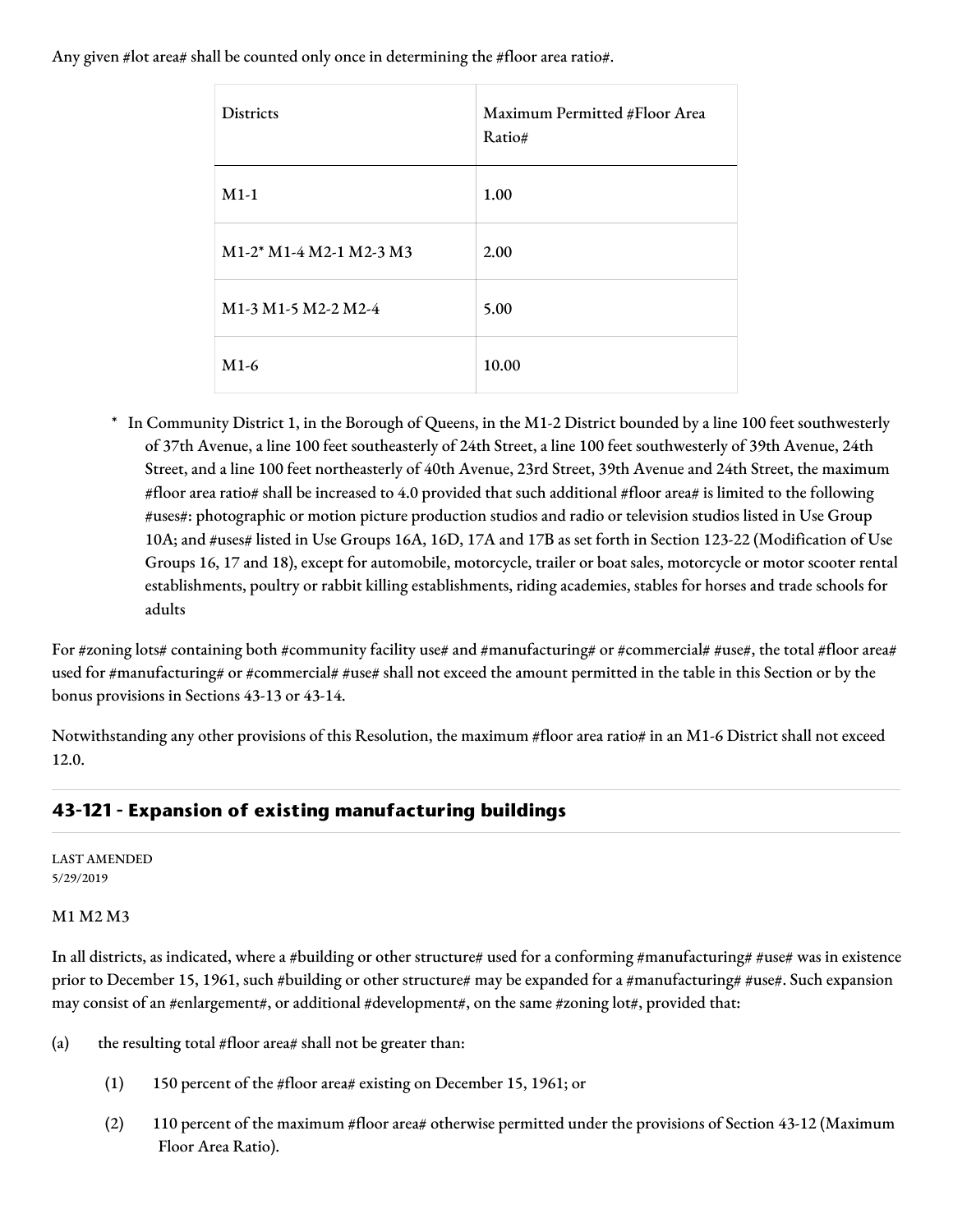Any given #lot area# shall be counted only once in determining the #floor area ratio#.

| Districts | Maximum Permitted #Floor Area Ratio# |
| --- | --- |
| M1-1 | 1.00 |
| M1-2* M1-4 M2-1 M2-3 M3 | 2.00 |
| M1-3 M1-5 M2-2 M2-4 | 5.00 |
| M1-6 | 10.00 |

\* In Community District 1, in the Borough of Queens, in the M1-2 District bounded by a line 100 feet southwesterly of 37th Avenue, a line 100 feet southeasterly of 24th Street, a line 100 feet southwesterly of 39th Avenue, 24th Street, and a line 100 feet northeasterly of 40th Avenue, 23rd Street, 39th Avenue and 24th Street, the maximum #floor area ratio# shall be increased to 4.0 provided that such additional #floor area# is limited to the following #uses#: photographic or motion picture production studios and radio or television studios listed in Use Group 10A; and #uses# listed in Use Groups 16A, 16D, 17A and 17B as set forth in Section 123-22 (Modification of Use Groups 16, 17 and 18), except for automobile, motorcycle, trailer or boat sales, motorcycle or motor scooter rental establishments, poultry or rabbit killing establishments, riding academies, stables for horses and trade schools for adults

For #zoning lots# containing both #community facility use# and #manufacturing# or #commercial# #use#, the total #floor area# used for #manufacturing# or #commercial# #use# shall not exceed the amount permitted in the table in this Section or by the bonus provisions in Sections 43-13 or 43-14.

Notwithstanding any other provisions of this Resolution, the maximum #floor area ratio# in an M1-6 District shall not exceed 12.0.

## 43-121 - Expansion of existing manufacturing buildings

LAST AMENDED
5/29/2019

M1 M2 M3

In all districts, as indicated, where a #building or other structure# used for a conforming #manufacturing# #use# was in existence prior to December 15, 1961, such #building or other structure# may be expanded for a #manufacturing# #use#. Such expansion may consist of an #enlargement#, or additional #development#, on the same #zoning lot#, provided that:

(a) the resulting total #floor area# shall not be greater than:

   (1) 150 percent of the #floor area# existing on December 15, 1961; or

   (2) 110 percent of the maximum #floor area# otherwise permitted under the provisions of Section 43-12 (Maximum Floor Area Ratio).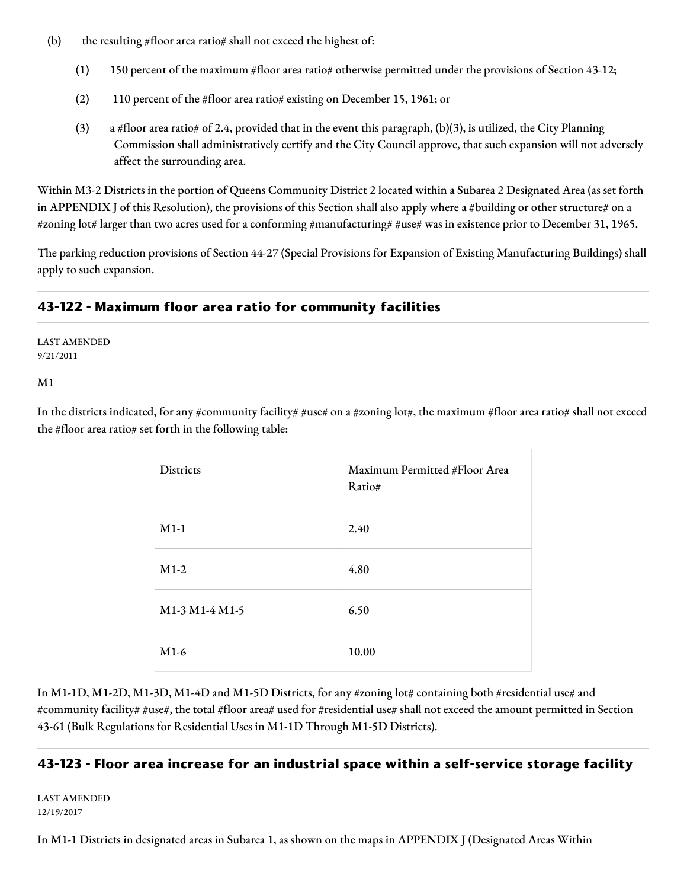(b) the resulting #floor area ratio# shall not exceed the highest of:

(1) 150 percent of the maximum #floor area ratio# otherwise permitted under the provisions of Section 43-12;

(2) 110 percent of the #floor area ratio# existing on December 15, 1961; or

(3) a #floor area ratio# of 2.4, provided that in the event this paragraph, (b)(3), is utilized, the City Planning Commission shall administratively certify and the City Council approve, that such expansion will not adversely affect the surrounding area.

Within M3-2 Districts in the portion of Queens Community District 2 located within a Subarea 2 Designated Area (as set forth in APPENDIX J of this Resolution), the provisions of this Section shall also apply where a #building or other structure# on a #zoning lot# larger than two acres used for a conforming #manufacturing# #use# was in existence prior to December 31, 1965.

The parking reduction provisions of Section 44-27 (Special Provisions for Expansion of Existing Manufacturing Buildings) shall apply to such expansion.

## 43-122 - Maximum floor area ratio for community facilities

LAST AMENDED
9/21/2011

M1

In the districts indicated, for any #community facility# #use# on a #zoning lot#, the maximum #floor area ratio# shall not exceed the #floor area ratio# set forth in the following table:

| Districts | Maximum Permitted #Floor Area Ratio# |
|---|---|
| M1-1 | 2.40 |
| M1-2 | 4.80 |
| M1-3 M1-4 M1-5 | 6.50 |
| M1-6 | 10.00 |

In M1-1D, M1-2D, M1-3D, M1-4D and M1-5D Districts, for any #zoning lot# containing both #residential use# and #community facility# #use#, the total #floor area# used for #residential use# shall not exceed the amount permitted in Section 43-61 (Bulk Regulations for Residential Uses in M1-1D Through M1-5D Districts).

## 43-123 - Floor area increase for an industrial space within a self-service storage facility

LAST AMENDED
12/19/2017

In M1-1 Districts in designated areas in Subarea 1, as shown on the maps in APPENDIX J (Designated Areas Within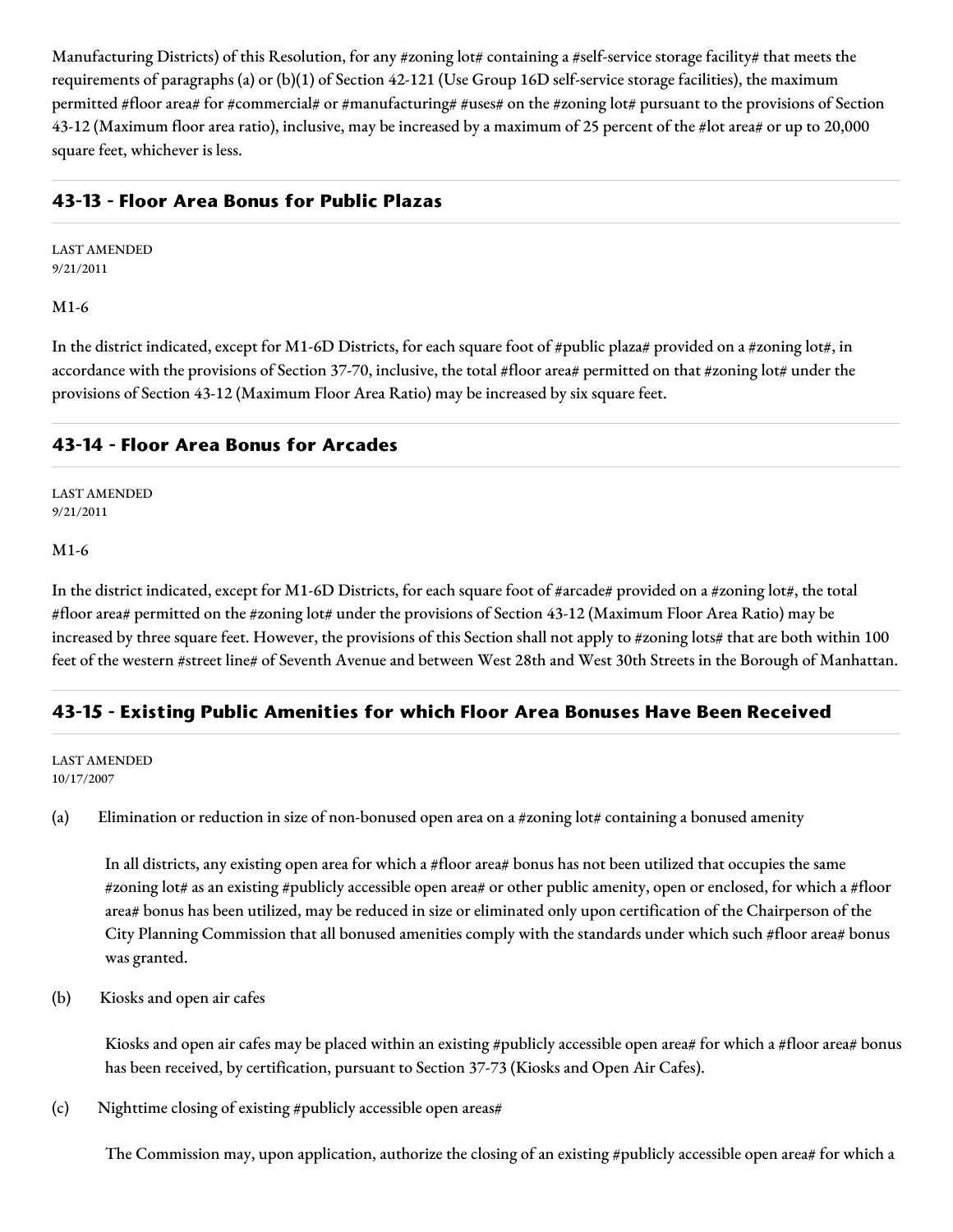Manufacturing Districts) of this Resolution, for any #zoning lot# containing a #self-service storage facility# that meets the requirements of paragraphs (a) or (b)(1) of Section 42-121 (Use Group 16D self-service storage facilities), the maximum permitted #floor area# for #commercial# or #manufacturing# #uses# on the #zoning lot# pursuant to the provisions of Section 43-12 (Maximum floor area ratio), inclusive, may be increased by a maximum of 25 percent of the #lot area# or up to 20,000 square feet, whichever is less.

## 43-13 - Floor Area Bonus for Public Plazas

LAST AMENDED
9/21/2011

M1-6

In the district indicated, except for M1-6D Districts, for each square foot of #public plaza# provided on a #zoning lot#, in accordance with the provisions of Section 37-70, inclusive, the total #floor area# permitted on that #zoning lot# under the provisions of Section 43-12 (Maximum Floor Area Ratio) may be increased by six square feet.

## 43-14 - Floor Area Bonus for Arcades

LAST AMENDED
9/21/2011

M1-6

In the district indicated, except for M1-6D Districts, for each square foot of #arcade# provided on a #zoning lot#, the total #floor area# permitted on the #zoning lot# under the provisions of Section 43-12 (Maximum Floor Area Ratio) may be increased by three square feet. However, the provisions of this Section shall not apply to #zoning lots# that are both within 100 feet of the western #street line# of Seventh Avenue and between West 28th and West 30th Streets in the Borough of Manhattan.

## 43-15 - Existing Public Amenities for which Floor Area Bonuses Have Been Received

LAST AMENDED
10/17/2007

(a) Elimination or reduction in size of non-bonused open area on a #zoning lot# containing a bonused amenity

In all districts, any existing open area for which a #floor area# bonus has not been utilized that occupies the same #zoning lot# as an existing #publicly accessible open area# or other public amenity, open or enclosed, for which a #floor area# bonus has been utilized, may be reduced in size or eliminated only upon certification of the Chairperson of the City Planning Commission that all bonused amenities comply with the standards under which such #floor area# bonus was granted.

(b) Kiosks and open air cafes

Kiosks and open air cafes may be placed within an existing #publicly accessible open area# for which a #floor area# bonus has been received, by certification, pursuant to Section 37-73 (Kiosks and Open Air Cafes).

(c) Nighttime closing of existing #publicly accessible open areas#

The Commission may, upon application, authorize the closing of an existing #publicly accessible open area# for which a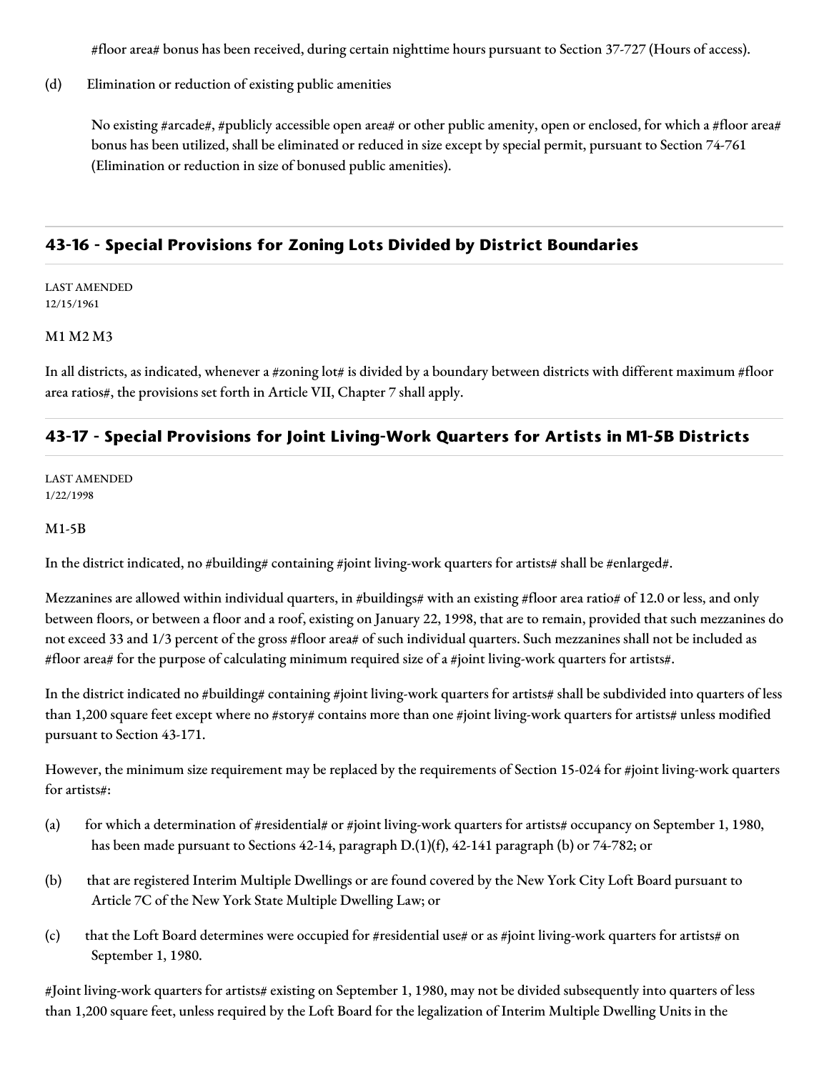#floor area# bonus has been received, during certain nighttime hours pursuant to Section 37-727 (Hours of access).

(d) Elimination or reduction of existing public amenities

No existing #arcade#, #publicly accessible open area# or other public amenity, open or enclosed, for which a #floor area# bonus has been utilized, shall be eliminated or reduced in size except by special permit, pursuant to Section 74-761 (Elimination or reduction in size of bonused public amenities).

## 43-16 - Special Provisions for Zoning Lots Divided by District Boundaries

LAST AMENDED
12/15/1961

M1 M2 M3

In all districts, as indicated, whenever a #zoning lot# is divided by a boundary between districts with different maximum #floor area ratios#, the provisions set forth in Article VII, Chapter 7 shall apply.

## 43-17 - Special Provisions for Joint Living-Work Quarters for Artists in M1-5B Districts

LAST AMENDED
1/22/1998

M1-5B

In the district indicated, no #building# containing #joint living-work quarters for artists# shall be #enlarged#.

Mezzanines are allowed within individual quarters, in #buildings# with an existing #floor area ratio# of 12.0 or less, and only between floors, or between a floor and a roof, existing on January 22, 1998, that are to remain, provided that such mezzanines do not exceed 33 and 1/3 percent of the gross #floor area# of such individual quarters. Such mezzanines shall not be included as #floor area# for the purpose of calculating minimum required size of a #joint living-work quarters for artists#.

In the district indicated no #building# containing #joint living-work quarters for artists# shall be subdivided into quarters of less than 1,200 square feet except where no #story# contains more than one #joint living-work quarters for artists# unless modified pursuant to Section 43-171.

However, the minimum size requirement may be replaced by the requirements of Section 15-024 for #joint living-work quarters for artists#:

(a) for which a determination of #residential# or #joint living-work quarters for artists# occupancy on September 1, 1980, has been made pursuant to Sections 42-14, paragraph D.(1)(f), 42-141 paragraph (b) or 74-782; or

(b) that are registered Interim Multiple Dwellings or are found covered by the New York City Loft Board pursuant to Article 7C of the New York State Multiple Dwelling Law; or

(c) that the Loft Board determines were occupied for #residential use# or as #joint living-work quarters for artists# on September 1, 1980.

#Joint living-work quarters for artists# existing on September 1, 1980, may not be divided subsequently into quarters of less than 1,200 square feet, unless required by the Loft Board for the legalization of Interim Multiple Dwelling Units in the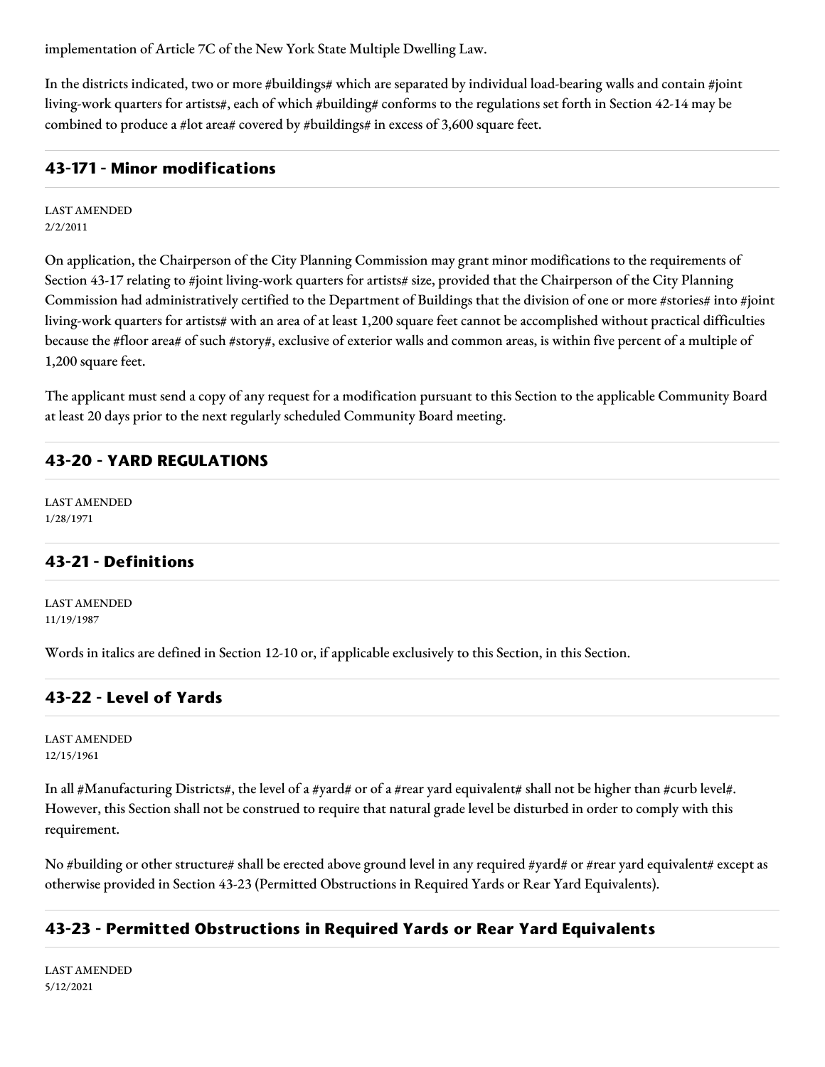implementation of Article 7C of the New York State Multiple Dwelling Law.

In the districts indicated, two or more #buildings# which are separated by individual load-bearing walls and contain #joint living-work quarters for artists#, each of which #building# conforms to the regulations set forth in Section 42-14 may be combined to produce a #lot area# covered by #buildings# in excess of 3,600 square feet.

## 43-171 - Minor modifications

LAST AMENDED
2/2/2011

On application, the Chairperson of the City Planning Commission may grant minor modifications to the requirements of Section 43-17 relating to #joint living-work quarters for artists# size, provided that the Chairperson of the City Planning Commission had administratively certified to the Department of Buildings that the division of one or more #stories# into #joint living-work quarters for artists# with an area of at least 1,200 square feet cannot be accomplished without practical difficulties because the #floor area# of such #story#, exclusive of exterior walls and common areas, is within five percent of a multiple of 1,200 square feet.

The applicant must send a copy of any request for a modification pursuant to this Section to the applicable Community Board at least 20 days prior to the next regularly scheduled Community Board meeting.

## 43-20 - YARD REGULATIONS

LAST AMENDED
1/28/1971

## 43-21 - Definitions

LAST AMENDED
11/19/1987

Words in italics are defined in Section 12-10 or, if applicable exclusively to this Section, in this Section.

## 43-22 - Level of Yards

LAST AMENDED
12/15/1961

In all #Manufacturing Districts#, the level of a #yard# or of a #rear yard equivalent# shall not be higher than #curb level#. However, this Section shall not be construed to require that natural grade level be disturbed in order to comply with this requirement.

No #building or other structure# shall be erected above ground level in any required #yard# or #rear yard equivalent# except as otherwise provided in Section 43-23 (Permitted Obstructions in Required Yards or Rear Yard Equivalents).

## 43-23 - Permitted Obstructions in Required Yards or Rear Yard Equivalents

LAST AMENDED
5/12/2021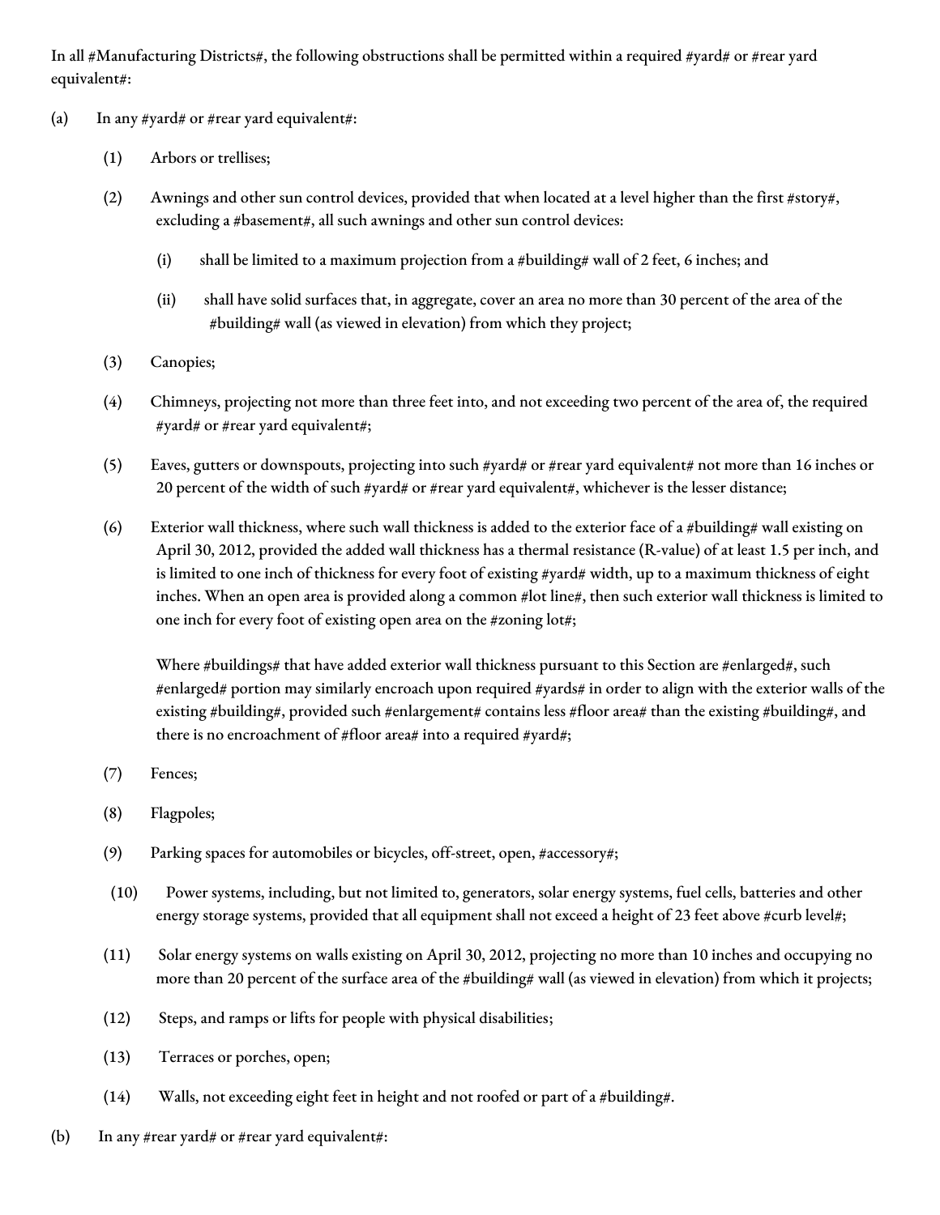In all #Manufacturing Districts#, the following obstructions shall be permitted within a required #yard# or #rear yard equivalent#:

(a) In any #yard# or #rear yard equivalent#:

(1) Arbors or trellises;

(2) Awnings and other sun control devices, provided that when located at a level higher than the first #story#, excluding a #basement#, all such awnings and other sun control devices:

(i) shall be limited to a maximum projection from a #building# wall of 2 feet, 6 inches; and

(ii) shall have solid surfaces that, in aggregate, cover an area no more than 30 percent of the area of the #building# wall (as viewed in elevation) from which they project;

(3) Canopies;

(4) Chimneys, projecting not more than three feet into, and not exceeding two percent of the area of, the required #yard# or #rear yard equivalent#;

(5) Eaves, gutters or downspouts, projecting into such #yard# or #rear yard equivalent# not more than 16 inches or 20 percent of the width of such #yard# or #rear yard equivalent#, whichever is the lesser distance;

(6) Exterior wall thickness, where such wall thickness is added to the exterior face of a #building# wall existing on April 30, 2012, provided the added wall thickness has a thermal resistance (R-value) of at least 1.5 per inch, and is limited to one inch of thickness for every foot of existing #yard# width, up to a maximum thickness of eight inches. When an open area is provided along a common #lot line#, then such exterior wall thickness is limited to one inch for every foot of existing open area on the #zoning lot#;

Where #buildings# that have added exterior wall thickness pursuant to this Section are #enlarged#, such #enlarged# portion may similarly encroach upon required #yards# in order to align with the exterior walls of the existing #building#, provided such #enlargement# contains less #floor area# than the existing #building#, and there is no encroachment of #floor area# into a required #yard#;

(7) Fences;

(8) Flagpoles;

(9) Parking spaces for automobiles or bicycles, off-street, open, #accessory#;

(10) Power systems, including, but not limited to, generators, solar energy systems, fuel cells, batteries and other energy storage systems, provided that all equipment shall not exceed a height of 23 feet above #curb level#;

(11) Solar energy systems on walls existing on April 30, 2012, projecting no more than 10 inches and occupying no more than 20 percent of the surface area of the #building# wall (as viewed in elevation) from which it projects;

(12) Steps, and ramps or lifts for people with physical disabilities;

(13) Terraces or porches, open;

(14) Walls, not exceeding eight feet in height and not roofed or part of a #building#.

(b) In any #rear yard# or #rear yard equivalent#: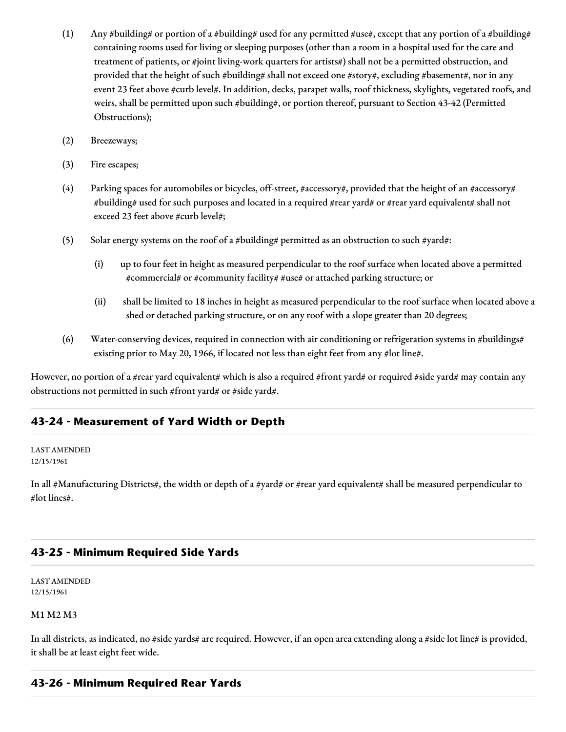(1) Any #building# or portion of a #building# used for any permitted #use#, except that any portion of a #building# containing rooms used for living or sleeping purposes (other than a room in a hospital used for the care and treatment of patients, or #joint living-work quarters for artists#) shall not be a permitted obstruction, and provided that the height of such #building# shall not exceed one #story#, excluding #basement#, nor in any event 23 feet above #curb level#. In addition, decks, parapet walls, roof thickness, skylights, vegetated roofs, and weirs, shall be permitted upon such #building#, or portion thereof, pursuant to Section 43-42 (Permitted Obstructions);

(2) Breezeways;

(3) Fire escapes;

(4) Parking spaces for automobiles or bicycles, off-street, #accessory#, provided that the height of an #accessory# #building# used for such purposes and located in a required #rear yard# or #rear yard equivalent# shall not exceed 23 feet above #curb level#;

(5) Solar energy systems on the roof of a #building# permitted as an obstruction to such #yard#:

  (i) up to four feet in height as measured perpendicular to the roof surface when located above a permitted #commercial# or #community facility# #use# or attached parking structure; or

  (ii) shall be limited to 18 inches in height as measured perpendicular to the roof surface when located above a shed or detached parking structure, or on any roof with a slope greater than 20 degrees;

(6) Water-conserving devices, required in connection with air conditioning or refrigeration systems in #buildings# existing prior to May 20, 1966, if located not less than eight feet from any #lot line#.

However, no portion of a #rear yard equivalent# which is also a required #front yard# or required #side yard# may contain any obstructions not permitted in such #front yard# or #side yard#.

## 43-24 - Measurement of Yard Width or Depth

LAST AMENDED
12/15/1961

In all #Manufacturing Districts#, the width or depth of a #yard# or #rear yard equivalent# shall be measured perpendicular to #lot lines#.

## 43-25 - Minimum Required Side Yards

LAST AMENDED
12/15/1961

M1 M2 M3

In all districts, as indicated, no #side yards# are required. However, if an open area extending along a #side lot line# is provided, it shall be at least eight feet wide.

## 43-26 - Minimum Required Rear Yards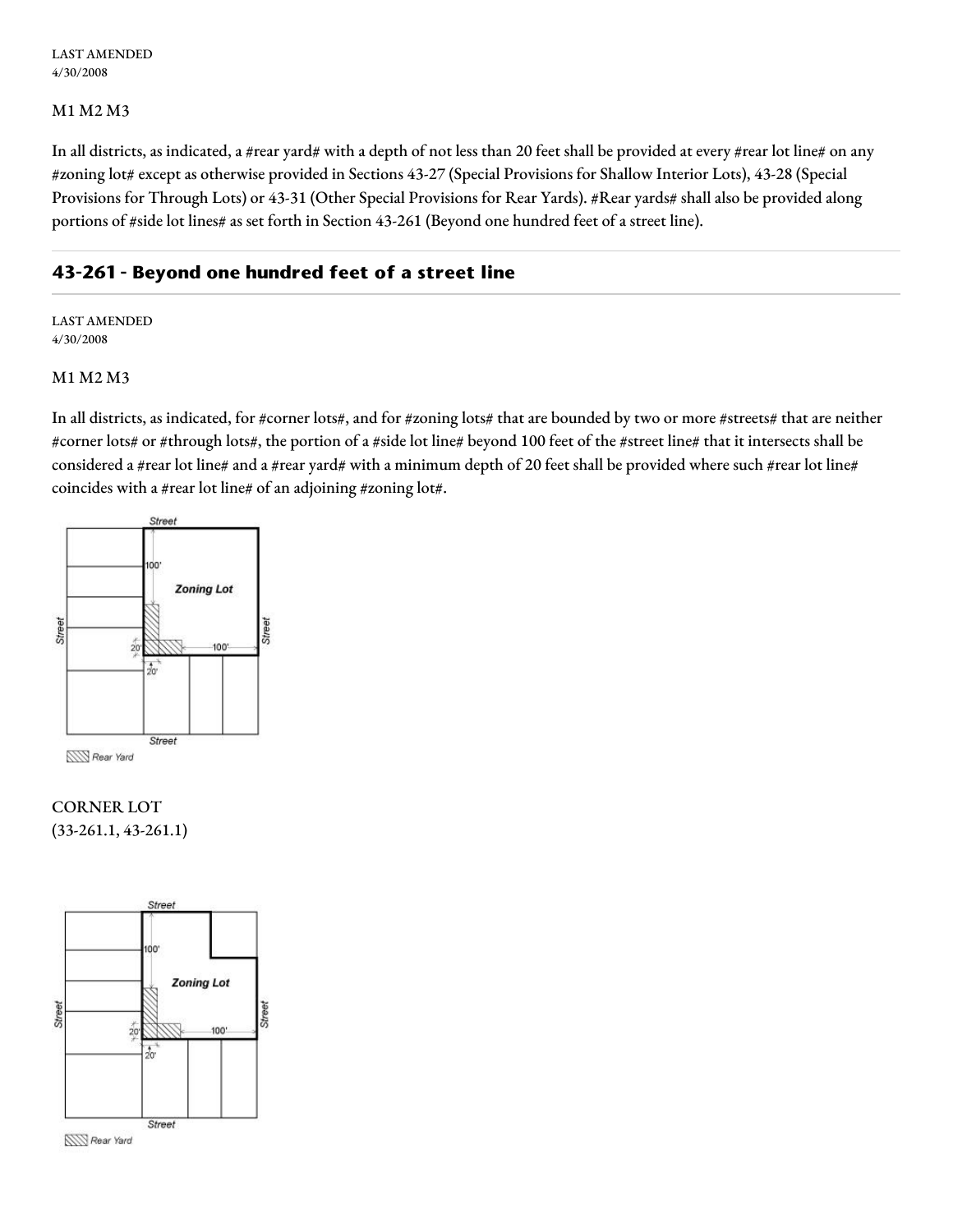LAST AMENDED
4/30/2008

M1 M2 M3

In all districts, as indicated, a #rear yard# with a depth of not less than 20 feet shall be provided at every #rear lot line# on any #zoning lot# except as otherwise provided in Sections 43-27 (Special Provisions for Shallow Interior Lots), 43-28 (Special Provisions for Through Lots) or 43-31 (Other Special Provisions for Rear Yards). #Rear yards# shall also be provided along portions of #side lot lines# as set forth in Section 43-261 (Beyond one hundred feet of a street line).

## 43-261 - Beyond one hundred feet of a street line

LAST AMENDED
4/30/2008

M1 M2 M3

In all districts, as indicated, for #corner lots#, and for #zoning lots# that are bounded by two or more #streets# that are neither #corner lots# or #through lots#, the portion of a #side lot line# beyond 100 feet of the #street line# that it intersects shall be considered a #rear lot line# and a #rear yard# with a minimum depth of 20 feet shall be provided where such #rear lot line# coincides with a #rear lot line# of an adjoining #zoning lot#.

CORNER LOT
(33-261.1, 43-261.1)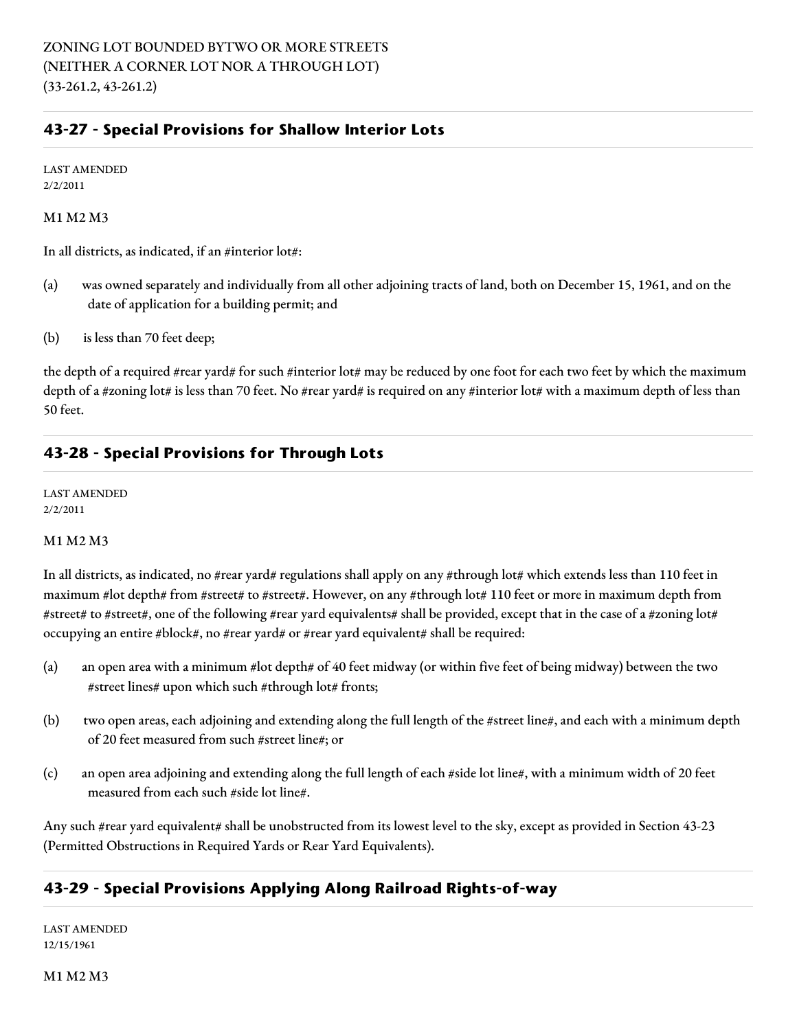ZONING LOT BOUNDED BYTWO OR MORE STREETS
(NEITHER A CORNER LOT NOR A THROUGH LOT)
(33-261.2, 43-261.2)

## 43-27 - Special Provisions for Shallow Interior Lots

LAST AMENDED
2/2/2011

M1 M2 M3

In all districts, as indicated, if an #interior lot#:

(a) was owned separately and individually from all other adjoining tracts of land, both on December 15, 1961, and on the date of application for a building permit; and

(b) is less than 70 feet deep;

the depth of a required #rear yard# for such #interior lot# may be reduced by one foot for each two feet by which the maximum depth of a #zoning lot# is less than 70 feet. No #rear yard# is required on any #interior lot# with a maximum depth of less than 50 feet.

## 43-28 - Special Provisions for Through Lots

LAST AMENDED
2/2/2011

M1 M2 M3

In all districts, as indicated, no #rear yard# regulations shall apply on any #through lot# which extends less than 110 feet in maximum #lot depth# from #street# to #street#. However, on any #through lot# 110 feet or more in maximum depth from #street# to #street#, one of the following #rear yard equivalents# shall be provided, except that in the case of a #zoning lot# occupying an entire #block#, no #rear yard# or #rear yard equivalent# shall be required:

(a) an open area with a minimum #lot depth# of 40 feet midway (or within five feet of being midway) between the two #street lines# upon which such #through lot# fronts;

(b) two open areas, each adjoining and extending along the full length of the #street line#, and each with a minimum depth of 20 feet measured from such #street line#; or

(c) an open area adjoining and extending along the full length of each #side lot line#, with a minimum width of 20 feet measured from each such #side lot line#.

Any such #rear yard equivalent# shall be unobstructed from its lowest level to the sky, except as provided in Section 43-23 (Permitted Obstructions in Required Yards or Rear Yard Equivalents).

## 43-29 - Special Provisions Applying Along Railroad Rights-of-way

LAST AMENDED
12/15/1961

M1 M2 M3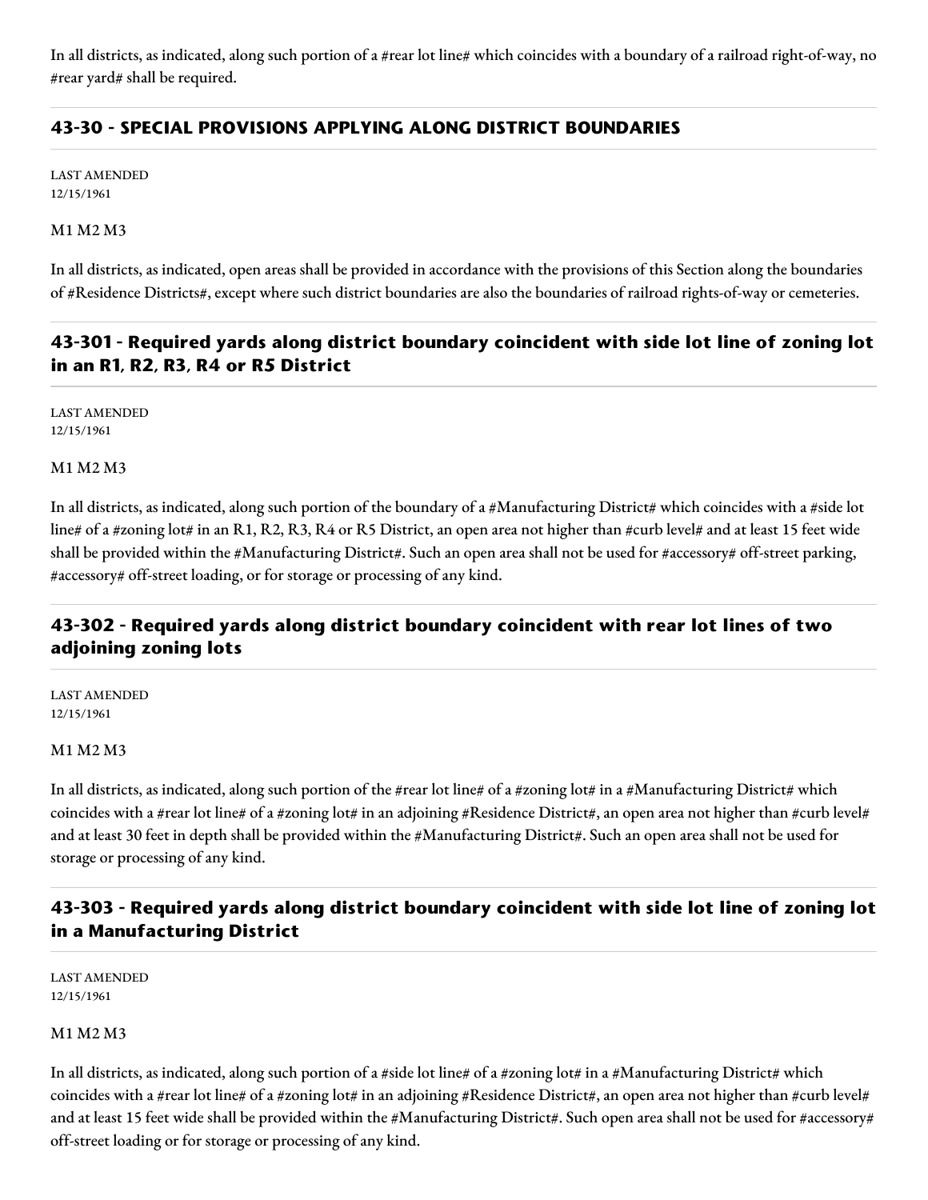In all districts, as indicated, along such portion of a #rear lot line# which coincides with a boundary of a railroad right-of-way, no #rear yard# shall be required.

## 43-30 - SPECIAL PROVISIONS APPLYING ALONG DISTRICT BOUNDARIES

LAST AMENDED
12/15/1961

M1 M2 M3

In all districts, as indicated, open areas shall be provided in accordance with the provisions of this Section along the boundaries of #Residence Districts#, except where such district boundaries are also the boundaries of railroad rights-of-way or cemeteries.

### 43-301 - Required yards along district boundary coincident with side lot line of zoning lot in an R1, R2, R3, R4 or R5 District

LAST AMENDED
12/15/1961

M1 M2 M3

In all districts, as indicated, along such portion of the boundary of a #Manufacturing District# which coincides with a #side lot line# of a #zoning lot# in an R1, R2, R3, R4 or R5 District, an open area not higher than #curb level# and at least 15 feet wide shall be provided within the #Manufacturing District#. Such an open area shall not be used for #accessory# off-street parking, #accessory# off-street loading, or for storage or processing of any kind.

### 43-302 - Required yards along district boundary coincident with rear lot lines of two adjoining zoning lots

LAST AMENDED
12/15/1961

M1 M2 M3

In all districts, as indicated, along such portion of the #rear lot line# of a #zoning lot# in a #Manufacturing District# which coincides with a #rear lot line# of a #zoning lot# in an adjoining #Residence District#, an open area not higher than #curb level# and at least 30 feet in depth shall be provided within the #Manufacturing District#. Such an open area shall not be used for storage or processing of any kind.

### 43-303 - Required yards along district boundary coincident with side lot line of zoning lot in a Manufacturing District

LAST AMENDED
12/15/1961

M1 M2 M3

In all districts, as indicated, along such portion of a #side lot line# of a #zoning lot# in a #Manufacturing District# which coincides with a #rear lot line# of a #zoning lot# in an adjoining #Residence District#, an open area not higher than #curb level# and at least 15 feet wide shall be provided within the #Manufacturing District#. Such open area shall not be used for #accessory# off-street loading or for storage or processing of any kind.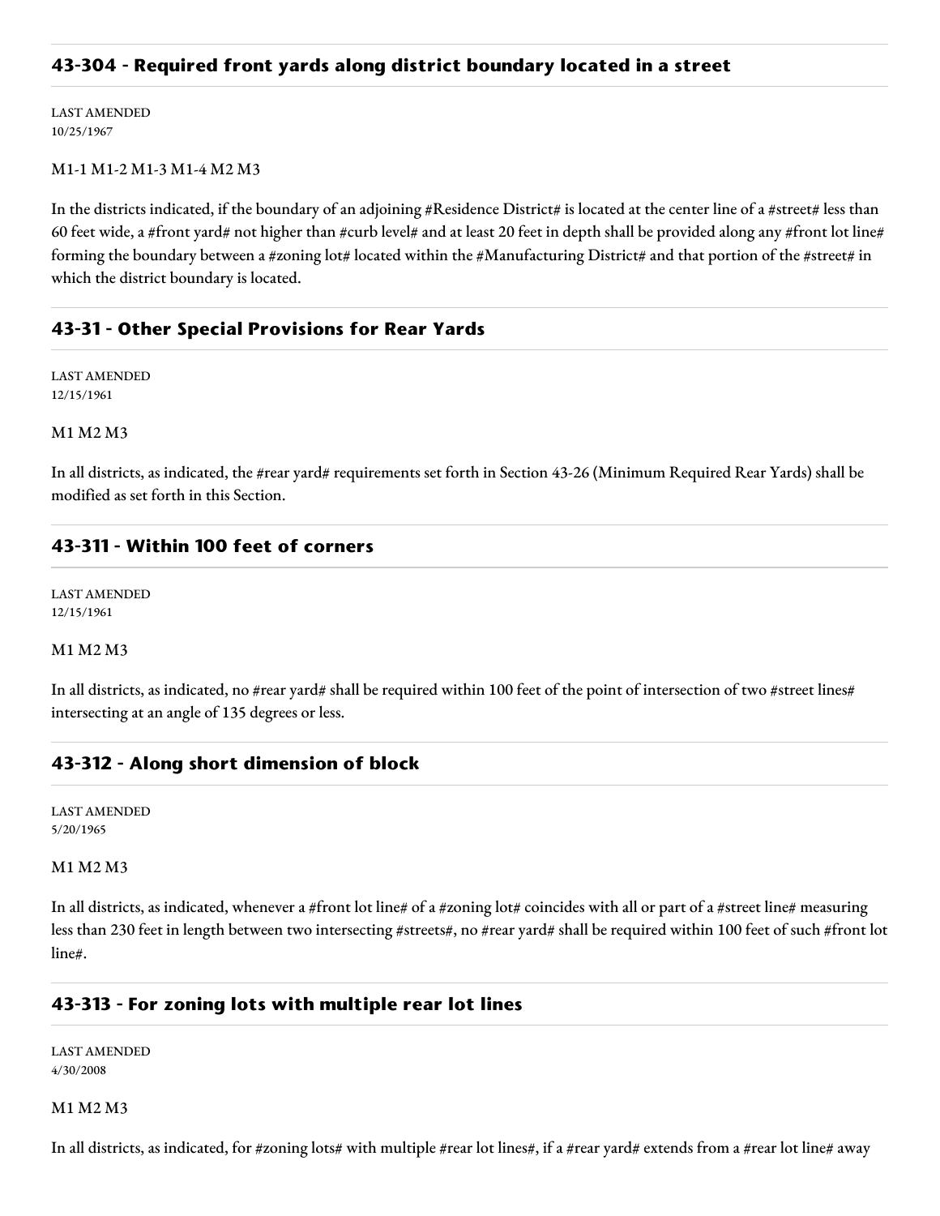## 43-304 - Required front yards along district boundary located in a street

LAST AMENDED
10/25/1967

M1-1 M1-2 M1-3 M1-4 M2 M3

In the districts indicated, if the boundary of an adjoining #Residence District# is located at the center line of a #street# less than 60 feet wide, a #front yard# not higher than #curb level# and at least 20 feet in depth shall be provided along any #front lot line# forming the boundary between a #zoning lot# located within the #Manufacturing District# and that portion of the #street# in which the district boundary is located.

## 43-31 - Other Special Provisions for Rear Yards

LAST AMENDED
12/15/1961

M1 M2 M3

In all districts, as indicated, the #rear yard# requirements set forth in Section 43-26 (Minimum Required Rear Yards) shall be modified as set forth in this Section.

## 43-311 - Within 100 feet of corners

LAST AMENDED
12/15/1961

M1 M2 M3

In all districts, as indicated, no #rear yard# shall be required within 100 feet of the point of intersection of two #street lines# intersecting at an angle of 135 degrees or less.

## 43-312 - Along short dimension of block

LAST AMENDED
5/20/1965

M1 M2 M3

In all districts, as indicated, whenever a #front lot line# of a #zoning lot# coincides with all or part of a #street line# measuring less than 230 feet in length between two intersecting #streets#, no #rear yard# shall be required within 100 feet of such #front lot line#.

## 43-313 - For zoning lots with multiple rear lot lines

LAST AMENDED
4/30/2008

M1 M2 M3

In all districts, as indicated, for #zoning lots# with multiple #rear lot lines#, if a #rear yard# extends from a #rear lot line# away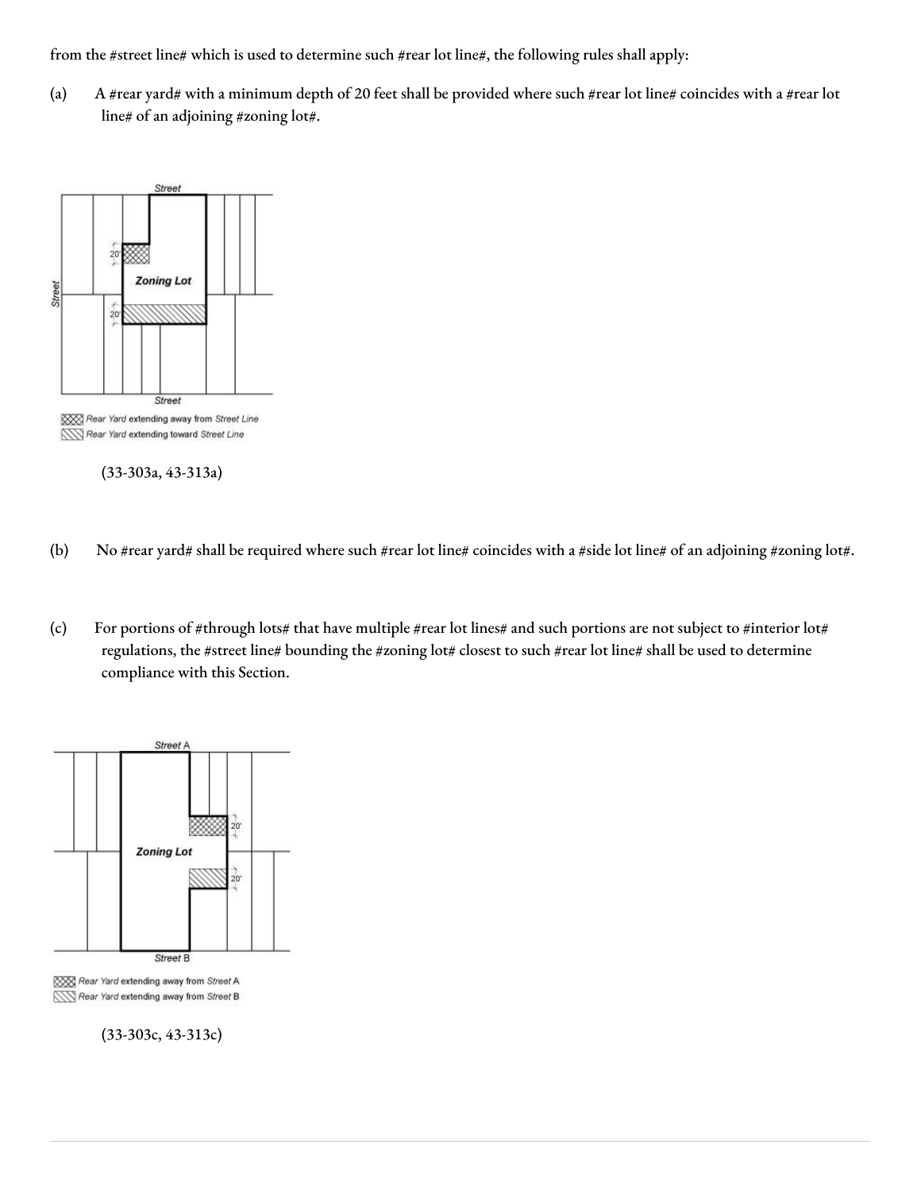from the #street line# which is used to determine such #rear lot line#, the following rules shall apply:

(a) A #rear yard# with a minimum depth of 20 feet shall be provided where such #rear lot line# coincides with a #rear lot line# of an adjoining #zoning lot#.

(33-303a, 43-313a)

(b) No #rear yard# shall be required where such #rear lot line# coincides with a #side lot line# of an adjoining #zoning lot#.

(c) For portions of #through lots# that have multiple #rear lot lines# and such portions are not subject to #interior lot# regulations, the #street line# bounding the #zoning lot# closest to such #rear lot line# shall be used to determine compliance with this Section.

(33-303c, 43-313c)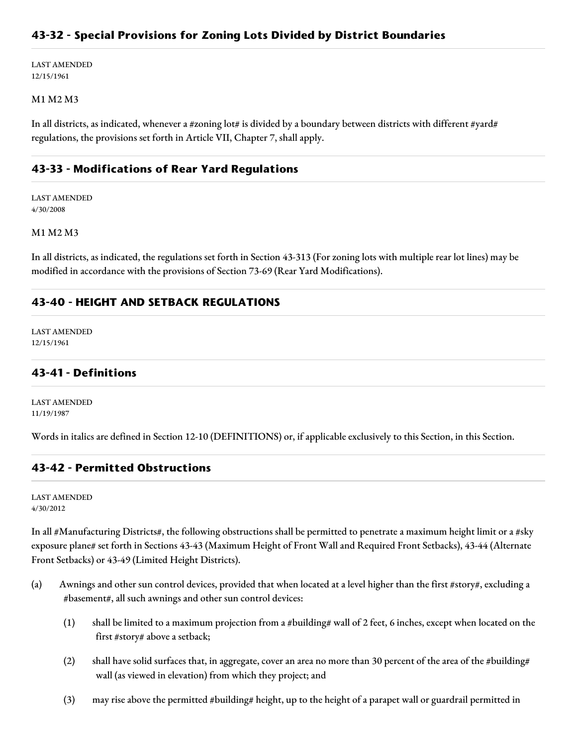## 43-32 - Special Provisions for Zoning Lots Divided by District Boundaries

LAST AMENDED
12/15/1961

M1 M2 M3

In all districts, as indicated, whenever a #zoning lot# is divided by a boundary between districts with different #yard# regulations, the provisions set forth in Article VII, Chapter 7, shall apply.

## 43-33 - Modifications of Rear Yard Regulations

LAST AMENDED
4/30/2008

M1 M2 M3

In all districts, as indicated, the regulations set forth in Section 43-313 (For zoning lots with multiple rear lot lines) may be modified in accordance with the provisions of Section 73-69 (Rear Yard Modifications).

## 43-40 - HEIGHT AND SETBACK REGULATIONS

LAST AMENDED
12/15/1961

## 43-41 - Definitions

LAST AMENDED
11/19/1987

Words in italics are defined in Section 12-10 (DEFINITIONS) or, if applicable exclusively to this Section, in this Section.

## 43-42 - Permitted Obstructions

LAST AMENDED
4/30/2012

In all #Manufacturing Districts#, the following obstructions shall be permitted to penetrate a maximum height limit or a #sky exposure plane# set forth in Sections 43-43 (Maximum Height of Front Wall and Required Front Setbacks), 43-44 (Alternate Front Setbacks) or 43-49 (Limited Height Districts).

(a) Awnings and other sun control devices, provided that when located at a level higher than the first #story#, excluding a #basement#, all such awnings and other sun control devices:

   (1) shall be limited to a maximum projection from a #building# wall of 2 feet, 6 inches, except when located on the first #story# above a setback;

   (2) shall have solid surfaces that, in aggregate, cover an area no more than 30 percent of the area of the #building# wall (as viewed in elevation) from which they project; and

   (3) may rise above the permitted #building# height, up to the height of a parapet wall or guardrail permitted in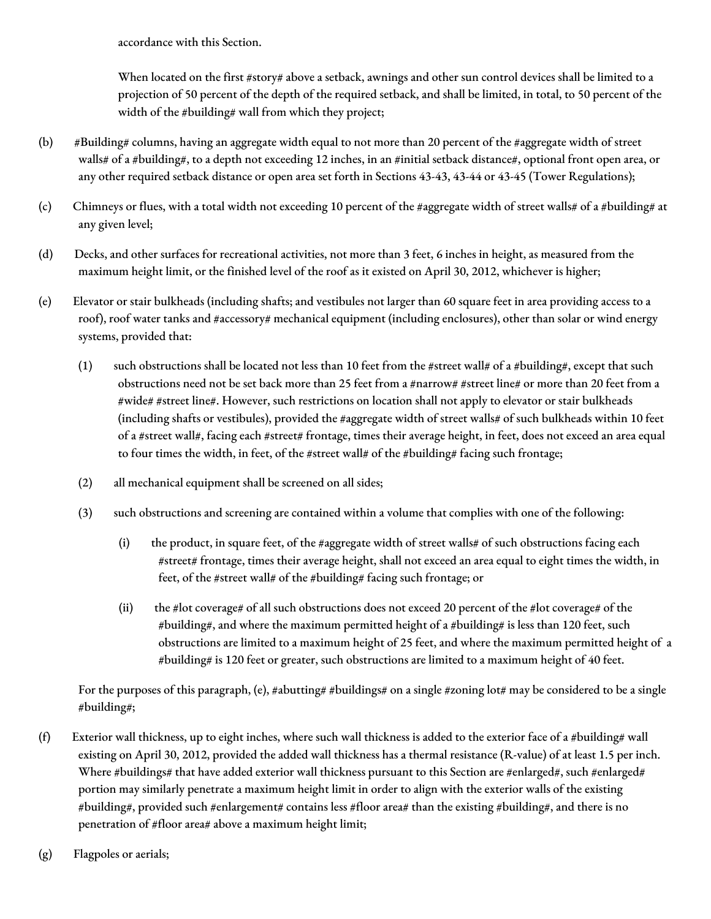accordance with this Section.

When located on the first #story# above a setback, awnings and other sun control devices shall be limited to a projection of 50 percent of the depth of the required setback, and shall be limited, in total, to 50 percent of the width of the #building# wall from which they project;

(b) #Building# columns, having an aggregate width equal to not more than 20 percent of the #aggregate width of street walls# of a #building#, to a depth not exceeding 12 inches, in an #initial setback distance#, optional front open area, or any other required setback distance or open area set forth in Sections 43-43, 43-44 or 43-45 (Tower Regulations);

(c) Chimneys or flues, with a total width not exceeding 10 percent of the #aggregate width of street walls# of a #building# at any given level;

(d) Decks, and other surfaces for recreational activities, not more than 3 feet, 6 inches in height, as measured from the maximum height limit, or the finished level of the roof as it existed on April 30, 2012, whichever is higher;

(e) Elevator or stair bulkheads (including shafts; and vestibules not larger than 60 square feet in area providing access to a roof), roof water tanks and #accessory# mechanical equipment (including enclosures), other than solar or wind energy systems, provided that:

   (1) such obstructions shall be located not less than 10 feet from the #street wall# of a #building#, except that such obstructions need not be set back more than 25 feet from a #narrow# #street line# or more than 20 feet from a #wide# #street line#. However, such restrictions on location shall not apply to elevator or stair bulkheads (including shafts or vestibules), provided the #aggregate width of street walls# of such bulkheads within 10 feet of a #street wall#, facing each #street# frontage, times their average height, in feet, does not exceed an area equal to four times the width, in feet, of the #street wall# of the #building# facing such frontage;

   (2) all mechanical equipment shall be screened on all sides;

   (3) such obstructions and screening are contained within a volume that complies with one of the following:

      (i) the product, in square feet, of the #aggregate width of street walls# of such obstructions facing each #street# frontage, times their average height, shall not exceed an area equal to eight times the width, in feet, of the #street wall# of the #building# facing such frontage; or

      (ii) the #lot coverage# of all such obstructions does not exceed 20 percent of the #lot coverage# of the #building#, and where the maximum permitted height of a #building# is less than 120 feet, such obstructions are limited to a maximum height of 25 feet, and where the maximum permitted height of a #building# is 120 feet or greater, such obstructions are limited to a maximum height of 40 feet.

   For the purposes of this paragraph, (e), #abutting# #buildings# on a single #zoning lot# may be considered to be a single #building#;

(f) Exterior wall thickness, up to eight inches, where such wall thickness is added to the exterior face of a #building# wall existing on April 30, 2012, provided the added wall thickness has a thermal resistance (R-value) of at least 1.5 per inch. Where #buildings# that have added exterior wall thickness pursuant to this Section are #enlarged#, such #enlarged# portion may similarly penetrate a maximum height limit in order to align with the exterior walls of the existing #building#, provided such #enlargement# contains less #floor area# than the existing #building#, and there is no penetration of #floor area# above a maximum height limit;

(g) Flagpoles or aerials;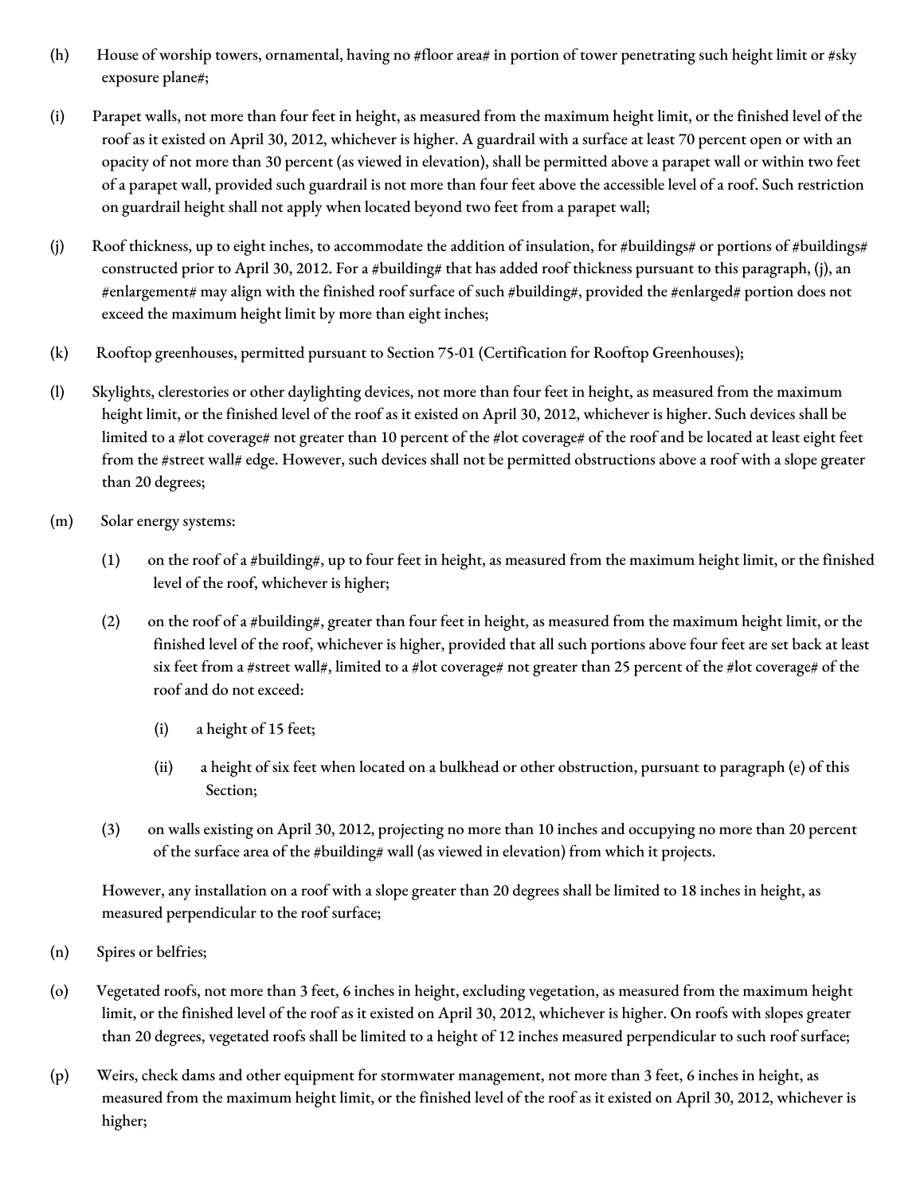(h) House of worship towers, ornamental, having no #floor area# in portion of tower penetrating such height limit or #sky exposure plane#;

(i) Parapet walls, not more than four feet in height, as measured from the maximum height limit, or the finished level of the roof as it existed on April 30, 2012, whichever is higher. A guardrail with a surface at least 70 percent open or with an opacity of not more than 30 percent (as viewed in elevation), shall be permitted above a parapet wall or within two feet of a parapet wall, provided such guardrail is not more than four feet above the accessible level of a roof. Such restriction on guardrail height shall not apply when located beyond two feet from a parapet wall;

(j) Roof thickness, up to eight inches, to accommodate the addition of insulation, for #buildings# or portions of #buildings# constructed prior to April 30, 2012. For a #building# that has added roof thickness pursuant to this paragraph, (j), an #enlargement# may align with the finished roof surface of such #building#, provided the #enlarged# portion does not exceed the maximum height limit by more than eight inches;

(k) Rooftop greenhouses, permitted pursuant to Section 75-01 (Certification for Rooftop Greenhouses);

(l) Skylights, clerestories or other daylighting devices, not more than four feet in height, as measured from the maximum height limit, or the finished level of the roof as it existed on April 30, 2012, whichever is higher. Such devices shall be limited to a #lot coverage# not greater than 10 percent of the #lot coverage# of the roof and be located at least eight feet from the #street wall# edge. However, such devices shall not be permitted obstructions above a roof with a slope greater than 20 degrees;

(m) Solar energy systems:

   (1) on the roof of a #building#, up to four feet in height, as measured from the maximum height limit, or the finished level of the roof, whichever is higher;

   (2) on the roof of a #building#, greater than four feet in height, as measured from the maximum height limit, or the finished level of the roof, whichever is higher, provided that all such portions above four feet are set back at least six feet from a #street wall#, limited to a #lot coverage# not greater than 25 percent of the #lot coverage# of the roof and do not exceed:

      (i) a height of 15 feet;

      (ii) a height of six feet when located on a bulkhead or other obstruction, pursuant to paragraph (e) of this Section;

   (3) on walls existing on April 30, 2012, projecting no more than 10 inches and occupying no more than 20 percent of the surface area of the #building# wall (as viewed in elevation) from which it projects.

   However, any installation on a roof with a slope greater than 20 degrees shall be limited to 18 inches in height, as measured perpendicular to the roof surface;

(n) Spires or belfries;

(o) Vegetated roofs, not more than 3 feet, 6 inches in height, excluding vegetation, as measured from the maximum height limit, or the finished level of the roof as it existed on April 30, 2012, whichever is higher. On roofs with slopes greater than 20 degrees, vegetated roofs shall be limited to a height of 12 inches measured perpendicular to such roof surface;

(p) Weirs, check dams and other equipment for stormwater management, not more than 3 feet, 6 inches in height, as measured from the maximum height limit, or the finished level of the roof as it existed on April 30, 2012, whichever is higher;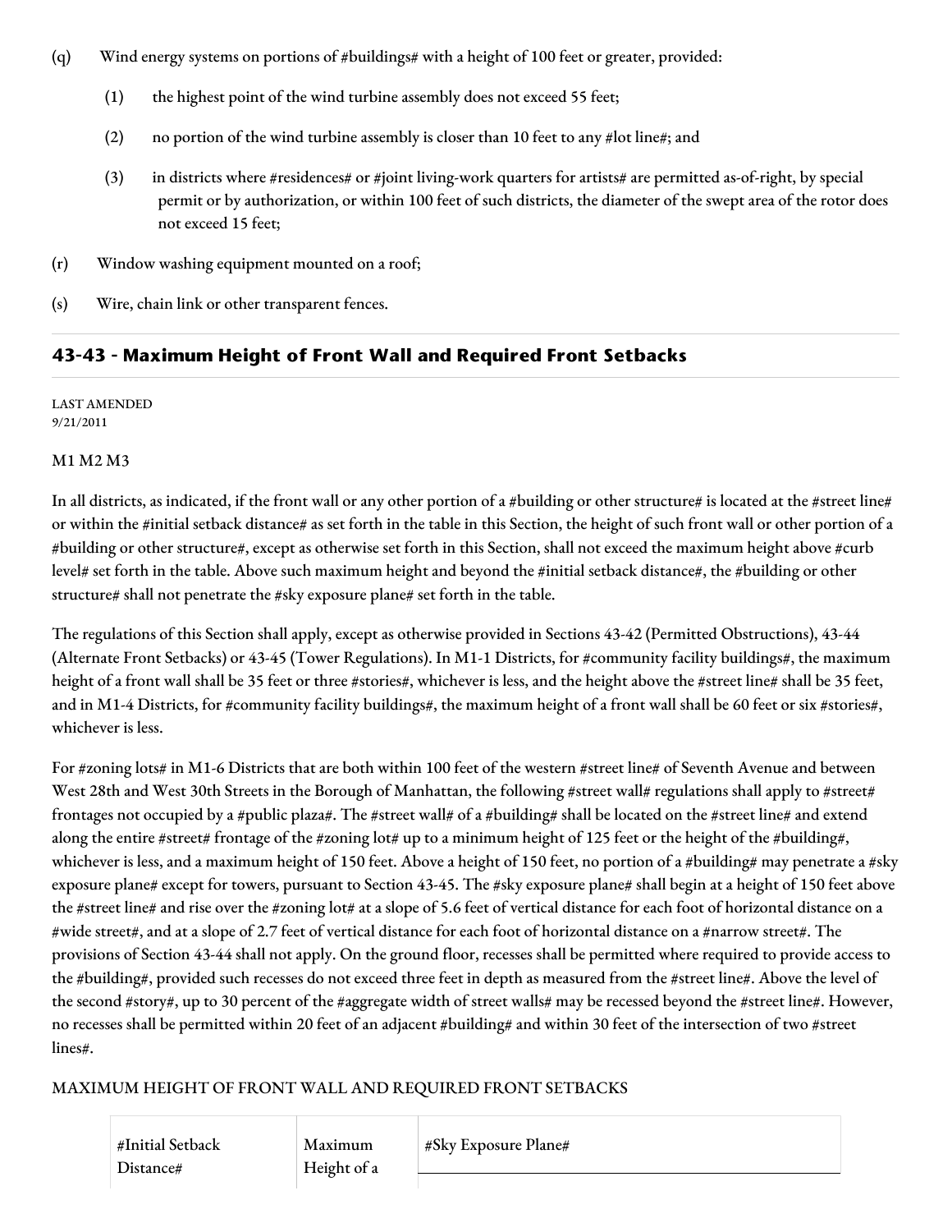(q) Wind energy systems on portions of #buildings# with a height of 100 feet or greater, provided:

(1) the highest point of the wind turbine assembly does not exceed 55 feet;

(2) no portion of the wind turbine assembly is closer than 10 feet to any #lot line#; and

(3) in districts where #residences# or #joint living-work quarters for artists# are permitted as-of-right, by special permit or by authorization, or within 100 feet of such districts, the diameter of the swept area of the rotor does not exceed 15 feet;

(r) Window washing equipment mounted on a roof;

(s) Wire, chain link or other transparent fences.

## 43-43 - Maximum Height of Front Wall and Required Front Setbacks

LAST AMENDED
9/21/2011

M1 M2 M3

In all districts, as indicated, if the front wall or any other portion of a #building or other structure# is located at the #street line# or within the #initial setback distance# as set forth in the table in this Section, the height of such front wall or other portion of a #building or other structure#, except as otherwise set forth in this Section, shall not exceed the maximum height above #curb level# set forth in the table. Above such maximum height and beyond the #initial setback distance#, the #building or other structure# shall not penetrate the #sky exposure plane# set forth in the table.

The regulations of this Section shall apply, except as otherwise provided in Sections 43-42 (Permitted Obstructions), 43-44 (Alternate Front Setbacks) or 43-45 (Tower Regulations). In M1-1 Districts, for #community facility buildings#, the maximum height of a front wall shall be 35 feet or three #stories#, whichever is less, and the height above the #street line# shall be 35 feet, and in M1-4 Districts, for #community facility buildings#, the maximum height of a front wall shall be 60 feet or six #stories#, whichever is less.

For #zoning lots# in M1-6 Districts that are both within 100 feet of the western #street line# of Seventh Avenue and between West 28th and West 30th Streets in the Borough of Manhattan, the following #street wall# regulations shall apply to #street# frontages not occupied by a #public plaza#. The #street wall# of a #building# shall be located on the #street line# and extend along the entire #street# frontage of the #zoning lot# up to a minimum height of 125 feet or the height of the #building#, whichever is less, and a maximum height of 150 feet. Above a height of 150 feet, no portion of a #building# may penetrate a #sky exposure plane# except for towers, pursuant to Section 43-45. The #sky exposure plane# shall begin at a height of 150 feet above the #street line# and rise over the #zoning lot# at a slope of 5.6 feet of vertical distance for each foot of horizontal distance on a #wide street#, and at a slope of 2.7 feet of vertical distance for each foot of horizontal distance on a #narrow street#. The provisions of Section 43-44 shall not apply. On the ground floor, recesses shall be permitted where required to provide access to the #building#, provided such recesses do not exceed three feet in depth as measured from the #street line#. Above the level of the second #story#, up to 30 percent of the #aggregate width of street walls# may be recessed beyond the #street line#. However, no recesses shall be permitted within 20 feet of an adjacent #building# and within 30 feet of the intersection of two #street lines#.

MAXIMUM HEIGHT OF FRONT WALL AND REQUIRED FRONT SETBACKS

| #Initial Setback Distance# | Maximum Height of a | #Sky Exposure Plane# |
|---|---|---|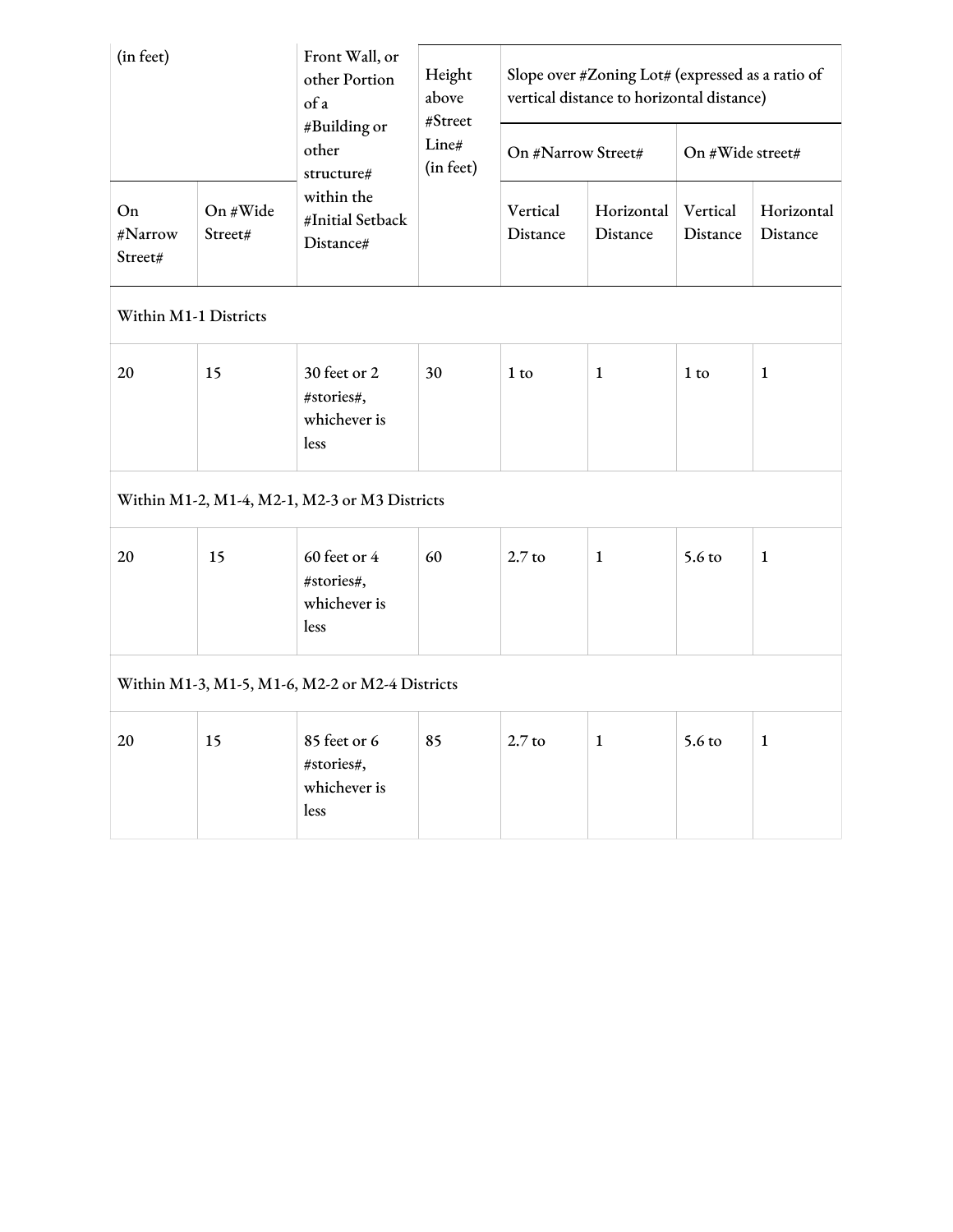| (in feet) | | Front Wall, or other Portion of a #Building or other structure# within the #Initial Setback Distance# | Height above #Street Line# (in feet) | Slope over #Zoning Lot# (expressed as a ratio of vertical distance to horizontal distance) | | | |
|---|---|---|---|---|---|---|---|
| | | | | On #Narrow Street# | | On #Wide street# | |
| On #Narrow Street# | On #Wide Street# | | | Vertical Distance | Horizontal Distance | Vertical Distance | Horizontal Distance |
| Within M1-1 Districts | | | | | | | |
| 20 | 15 | 30 feet or 2 #stories#, whichever is less | 30 | 1 to | 1 | 1 to | 1 |
| Within M1-2, M1-4, M2-1, M2-3 or M3 Districts | | | | | | | |
| 20 | 15 | 60 feet or 4 #stories#, whichever is less | 60 | 2.7 to | 1 | 5.6 to | 1 |
| Within M1-3, M1-5, M1-6, M2-2 or M2-4 Districts | | | | | | | |
| 20 | 15 | 85 feet or 6 #stories#, whichever is less | 85 | 2.7 to | 1 | 5.6 to | 1 |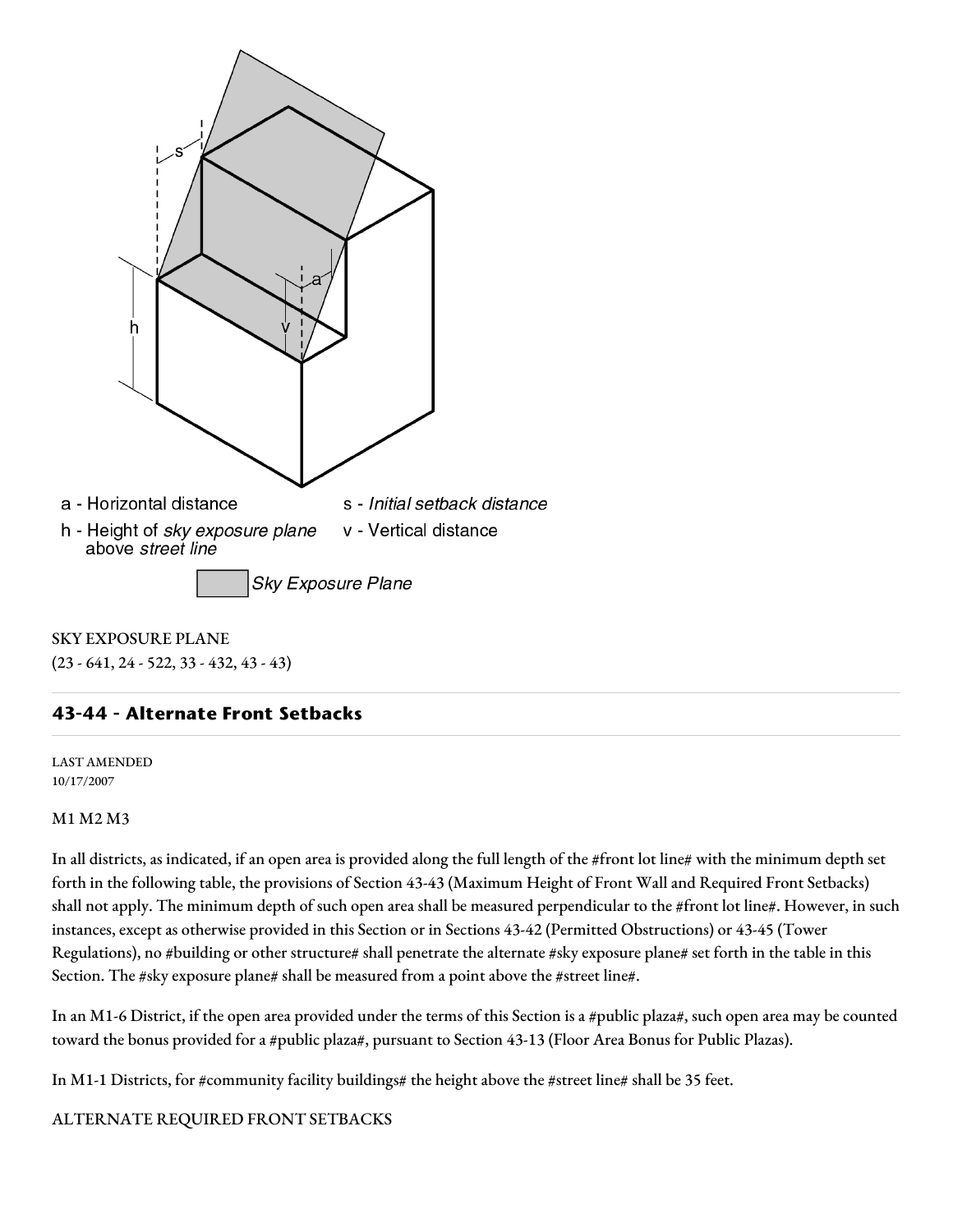a - Horizontal distance

s - *Initial setback distance*

h - Height of *sky exposure plane* above *street line*

v - Vertical distance

*Sky Exposure Plane*

SKY EXPOSURE PLANE

(23 - 641, 24 - 522, 33 - 432, 43 - 43)

## 43-44 - Alternate Front Setbacks

LAST AMENDED
10/17/2007

M1 M2 M3

In all districts, as indicated, if an open area is provided along the full length of the #front lot line# with the minimum depth set forth in the following table, the provisions of Section 43-43 (Maximum Height of Front Wall and Required Front Setbacks) shall not apply. The minimum depth of such open area shall be measured perpendicular to the #front lot line#. However, in such instances, except as otherwise provided in this Section or in Sections 43-42 (Permitted Obstructions) or 43-45 (Tower Regulations), no #building or other structure# shall penetrate the alternate #sky exposure plane# set forth in the table in this Section. The #sky exposure plane# shall be measured from a point above the #street line#.

In an M1-6 District, if the open area provided under the terms of this Section is a #public plaza#, such open area may be counted toward the bonus provided for a #public plaza#, pursuant to Section 43-13 (Floor Area Bonus for Public Plazas).

In M1-1 Districts, for #community facility buildings# the height above the #street line# shall be 35 feet.

ALTERNATE REQUIRED FRONT SETBACKS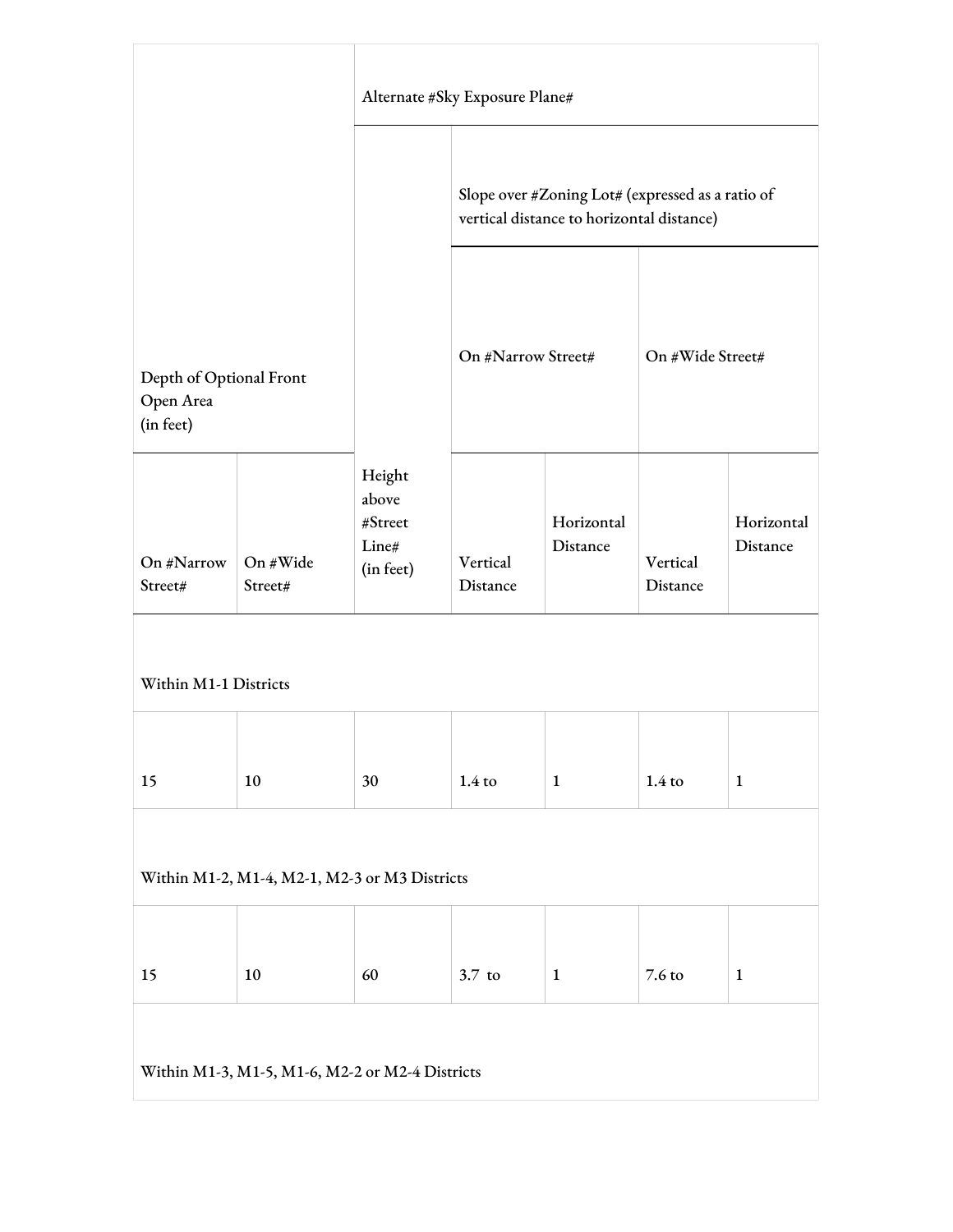| Depth of Optional Front Open Area (in feet) | | Alternate #Sky Exposure Plane# | | | | |
|---|---|---|---|---|---|---|
| | | | Slope over #Zoning Lot# (expressed as a ratio of vertical distance to horizontal distance) | | | |
| | | | On #Narrow Street# | | On #Wide Street# | |
| On #Narrow Street# | On #Wide Street# | Height above #Street Line# (in feet) | Vertical Distance | Horizontal Distance | Vertical Distance | Horizontal Distance |
| Within M1-1 Districts | | | | | | |
| 15 | 10 | 30 | 1.4 to | 1 | 1.4 to | 1 |
| Within M1-2, M1-4, M2-1, M2-3 or M3 Districts | | | | | | |
| 15 | 10 | 60 | 3.7 to | 1 | 7.6 to | 1 |
| Within M1-3, M1-5, M1-6, M2-2 or M2-4 Districts | | | | | | |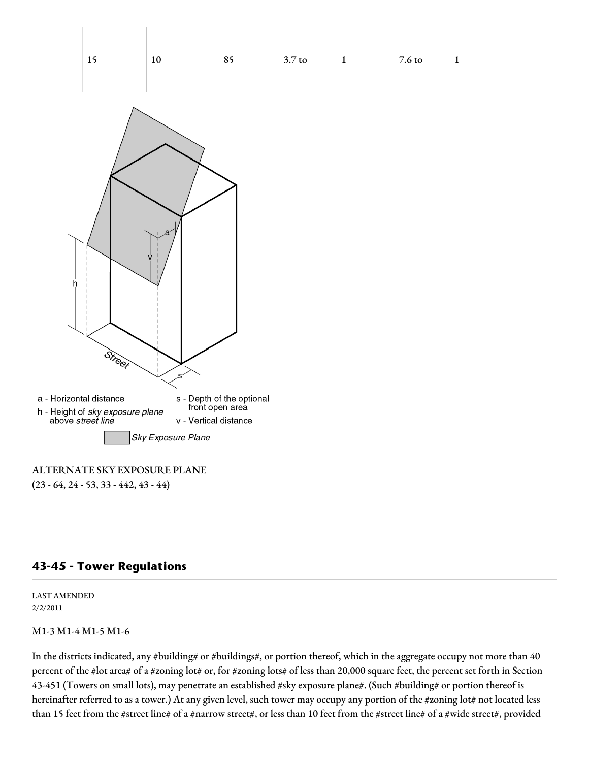| 15 | 10 | 85 | 3.7 to | 1 | 7.6 to | 1 |
|---|---|---|---|---|---|---|

a - Horizontal distance

h - Height of *sky exposure plane* above *street line*

s - Depth of the optional front open area

v - Vertical distance

*Sky Exposure Plane*

ALTERNATE SKY EXPOSURE PLANE
(23 - 64, 24 - 53, 33 - 442, 43 - 44)

## 43-45 - Tower Regulations

LAST AMENDED
2/2/2011

M1-3 M1-4 M1-5 M1-6

In the districts indicated, any #building# or #buildings#, or portion thereof, which in the aggregate occupy not more than 40 percent of the #lot area# of a #zoning lot# or, for #zoning lots# of less than 20,000 square feet, the percent set forth in Section 43-451 (Towers on small lots), may penetrate an established #sky exposure plane#. (Such #building# or portion thereof is hereinafter referred to as a tower.) At any given level, such tower may occupy any portion of the #zoning lot# not located less than 15 feet from the #street line# of a #narrow street#, or less than 10 feet from the #street line# of a #wide street#, provided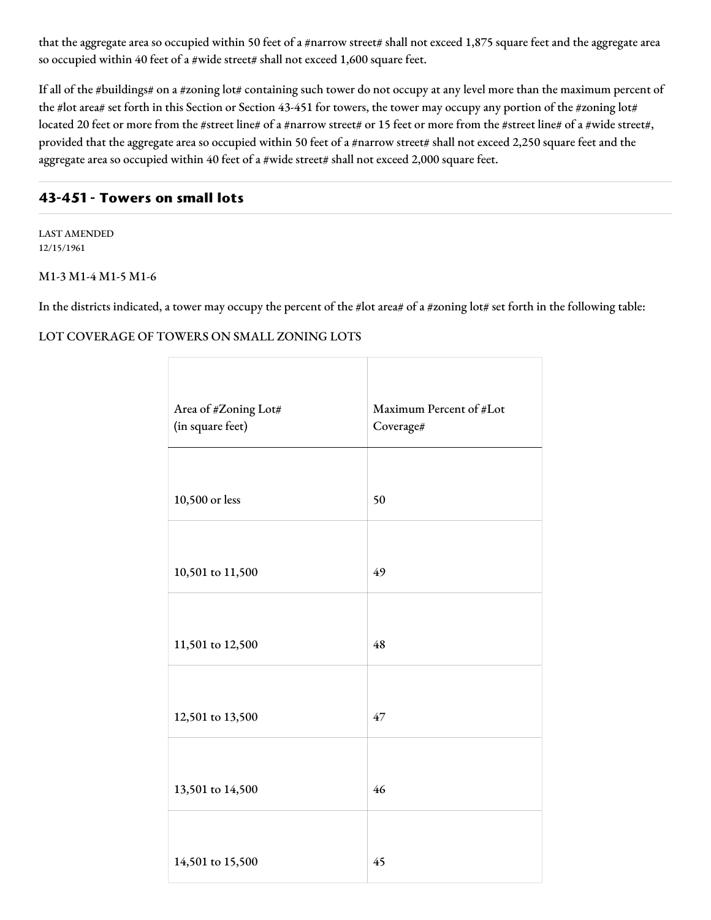that the aggregate area so occupied within 50 feet of a #narrow street# shall not exceed 1,875 square feet and the aggregate area so occupied within 40 feet of a #wide street# shall not exceed 1,600 square feet.

If all of the #buildings# on a #zoning lot# containing such tower do not occupy at any level more than the maximum percent of the #lot area# set forth in this Section or Section 43-451 for towers, the tower may occupy any portion of the #zoning lot# located 20 feet or more from the #street line# of a #narrow street# or 15 feet or more from the #street line# of a #wide street#, provided that the aggregate area so occupied within 50 feet of a #narrow street# shall not exceed 2,250 square feet and the aggregate area so occupied within 40 feet of a #wide street# shall not exceed 2,000 square feet.

## 43-451 - Towers on small lots

LAST AMENDED
12/15/1961

M1-3 M1-4 M1-5 M1-6

In the districts indicated, a tower may occupy the percent of the #lot area# of a #zoning lot# set forth in the following table:

LOT COVERAGE OF TOWERS ON SMALL ZONING LOTS

| Area of #Zoning Lot# (in square feet) | Maximum Percent of #Lot Coverage# |
|---|---|
| 10,500 or less | 50 |
| 10,501 to 11,500 | 49 |
| 11,501 to 12,500 | 48 |
| 12,501 to 13,500 | 47 |
| 13,501 to 14,500 | 46 |
| 14,501 to 15,500 | 45 |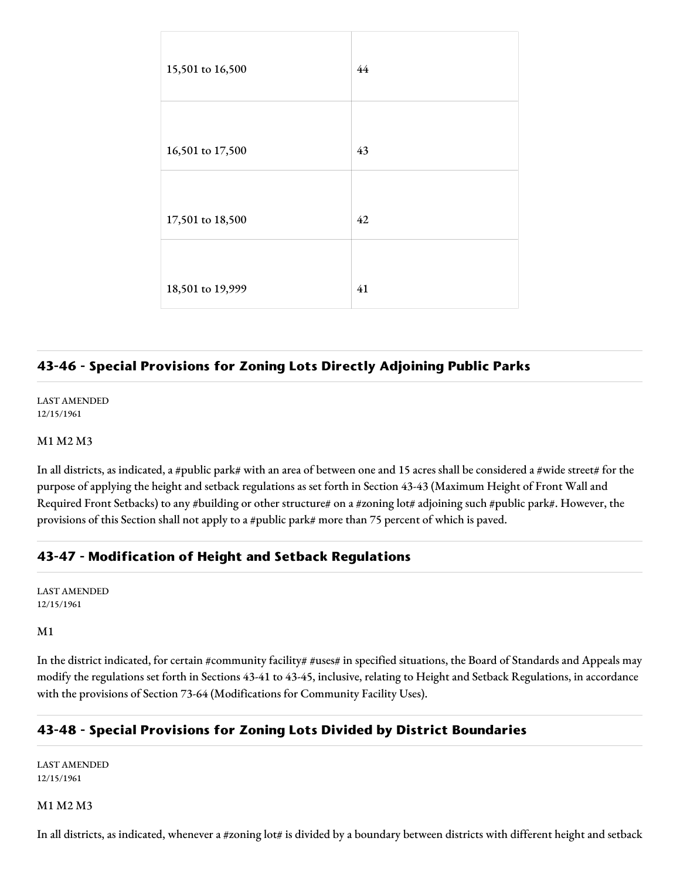| | |
|---|---|
| 15,501 to 16,500 | 44 |
| 16,501 to 17,500 | 43 |
| 17,501 to 18,500 | 42 |
| 18,501 to 19,999 | 41 |

## 43-46 - Special Provisions for Zoning Lots Directly Adjoining Public Parks

LAST AMENDED
12/15/1961

M1 M2 M3

In all districts, as indicated, a #public park# with an area of between one and 15 acres shall be considered a #wide street# for the purpose of applying the height and setback regulations as set forth in Section 43-43 (Maximum Height of Front Wall and Required Front Setbacks) to any #building or other structure# on a #zoning lot# adjoining such #public park#. However, the provisions of this Section shall not apply to a #public park# more than 75 percent of which is paved.

## 43-47 - Modification of Height and Setback Regulations

LAST AMENDED
12/15/1961

M1

In the district indicated, for certain #community facility# #uses# in specified situations, the Board of Standards and Appeals may modify the regulations set forth in Sections 43-41 to 43-45, inclusive, relating to Height and Setback Regulations, in accordance with the provisions of Section 73-64 (Modifications for Community Facility Uses).

## 43-48 - Special Provisions for Zoning Lots Divided by District Boundaries

LAST AMENDED
12/15/1961

M1 M2 M3

In all districts, as indicated, whenever a #zoning lot# is divided by a boundary between districts with different height and setback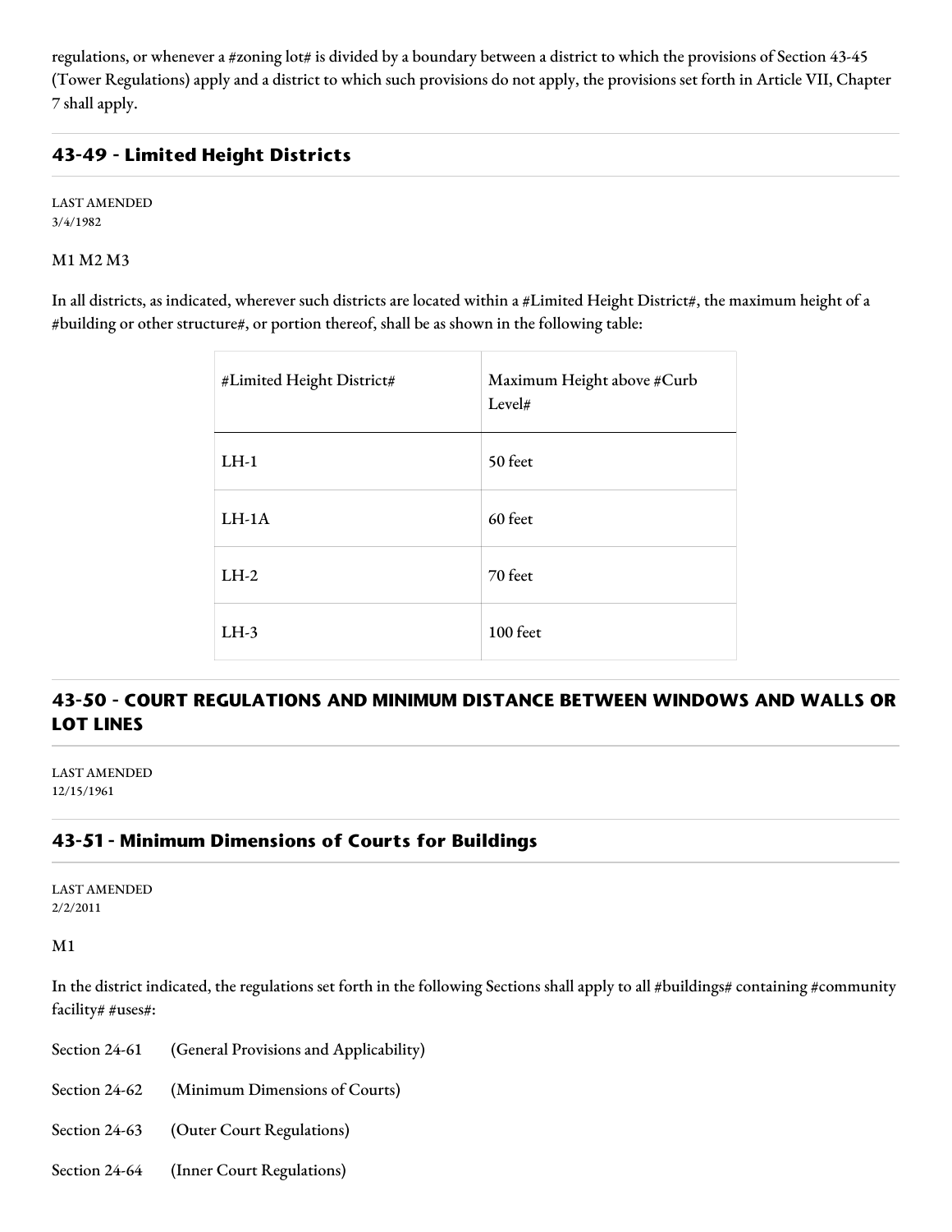regulations, or whenever a #zoning lot# is divided by a boundary between a district to which the provisions of Section 43-45 (Tower Regulations) apply and a district to which such provisions do not apply, the provisions set forth in Article VII, Chapter 7 shall apply.

### 43-49 - Limited Height Districts

LAST AMENDED
3/4/1982

M1 M2 M3

In all districts, as indicated, wherever such districts are located within a #Limited Height District#, the maximum height of a #building or other structure#, or portion thereof, shall be as shown in the following table:

| #Limited Height District# | Maximum Height above #Curb Level# |
|---|---|
| LH-1 | 50 feet |
| LH-1A | 60 feet |
| LH-2 | 70 feet |
| LH-3 | 100 feet |

## 43-50 - COURT REGULATIONS AND MINIMUM DISTANCE BETWEEN WINDOWS AND WALLS OR LOT LINES

LAST AMENDED
12/15/1961

### 43-51 - Minimum Dimensions of Courts for Buildings

LAST AMENDED
2/2/2011

M1

In the district indicated, the regulations set forth in the following Sections shall apply to all #buildings# containing #community facility# #uses#:

Section 24-61 (General Provisions and Applicability)

Section 24-62 (Minimum Dimensions of Courts)

Section 24-63 (Outer Court Regulations)

Section 24-64 (Inner Court Regulations)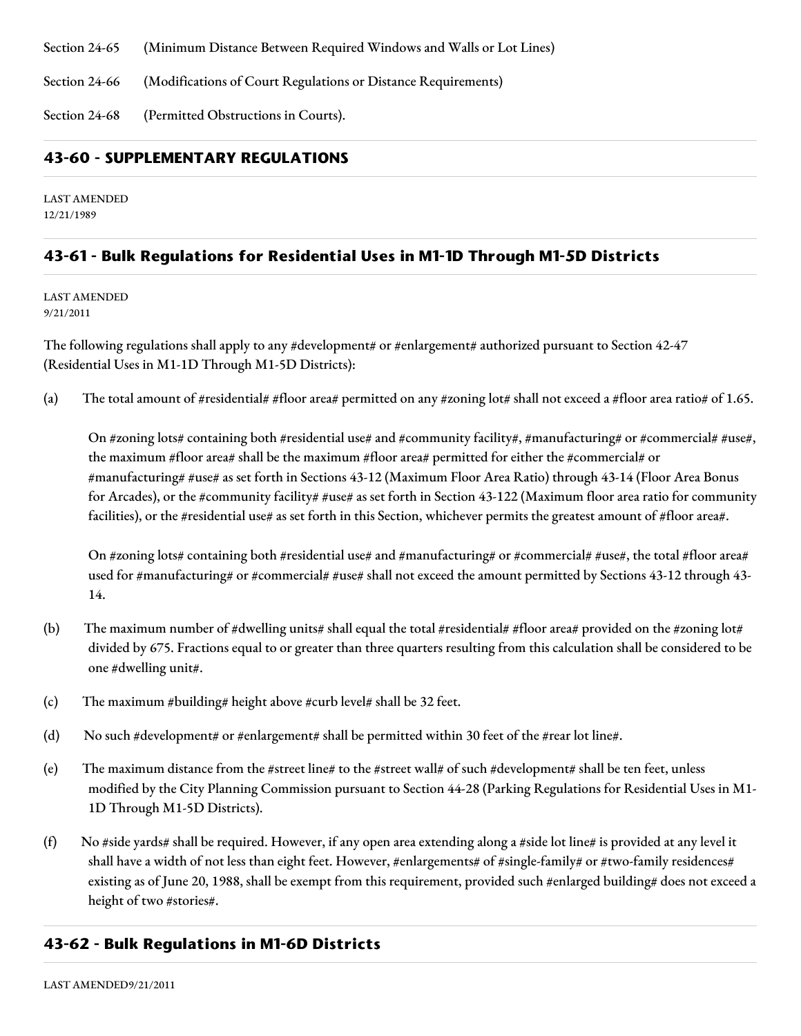Section 24-65 (Minimum Distance Between Required Windows and Walls or Lot Lines)

Section 24-66 (Modifications of Court Regulations or Distance Requirements)

Section 24-68 (Permitted Obstructions in Courts).

## 43-60 - SUPPLEMENTARY REGULATIONS

LAST AMENDED
12/21/1989

## 43-61 - Bulk Regulations for Residential Uses in M1-1D Through M1-5D Districts

LAST AMENDED
9/21/2011

The following regulations shall apply to any #development# or #enlargement# authorized pursuant to Section 42-47 (Residential Uses in M1-1D Through M1-5D Districts):

(a) The total amount of #residential# #floor area# permitted on any #zoning lot# shall not exceed a #floor area ratio# of 1.65.

On #zoning lots# containing both #residential use# and #community facility#, #manufacturing# or #commercial# #use#, the maximum #floor area# shall be the maximum #floor area# permitted for either the #commercial# or #manufacturing# #use# as set forth in Sections 43-12 (Maximum Floor Area Ratio) through 43-14 (Floor Area Bonus for Arcades), or the #community facility# #use# as set forth in Section 43-122 (Maximum floor area ratio for community facilities), or the #residential use# as set forth in this Section, whichever permits the greatest amount of #floor area#.

On #zoning lots# containing both #residential use# and #manufacturing# or #commercial# #use#, the total #floor area# used for #manufacturing# or #commercial# #use# shall not exceed the amount permitted by Sections 43-12 through 43-14.

(b) The maximum number of #dwelling units# shall equal the total #residential# #floor area# provided on the #zoning lot# divided by 675. Fractions equal to or greater than three quarters resulting from this calculation shall be considered to be one #dwelling unit#.

(c) The maximum #building# height above #curb level# shall be 32 feet.

(d) No such #development# or #enlargement# shall be permitted within 30 feet of the #rear lot line#.

(e) The maximum distance from the #street line# to the #street wall# of such #development# shall be ten feet, unless modified by the City Planning Commission pursuant to Section 44-28 (Parking Regulations for Residential Uses in M1-1D Through M1-5D Districts).

(f) No #side yards# shall be required. However, if any open area extending along a #side lot line# is provided at any level it shall have a width of not less than eight feet. However, #enlargements# of #single-family# or #two-family residences# existing as of June 20, 1988, shall be exempt from this requirement, provided such #enlarged building# does not exceed a height of two #stories#.

## 43-62 - Bulk Regulations in M1-6D Districts

LAST AMENDED9/21/2011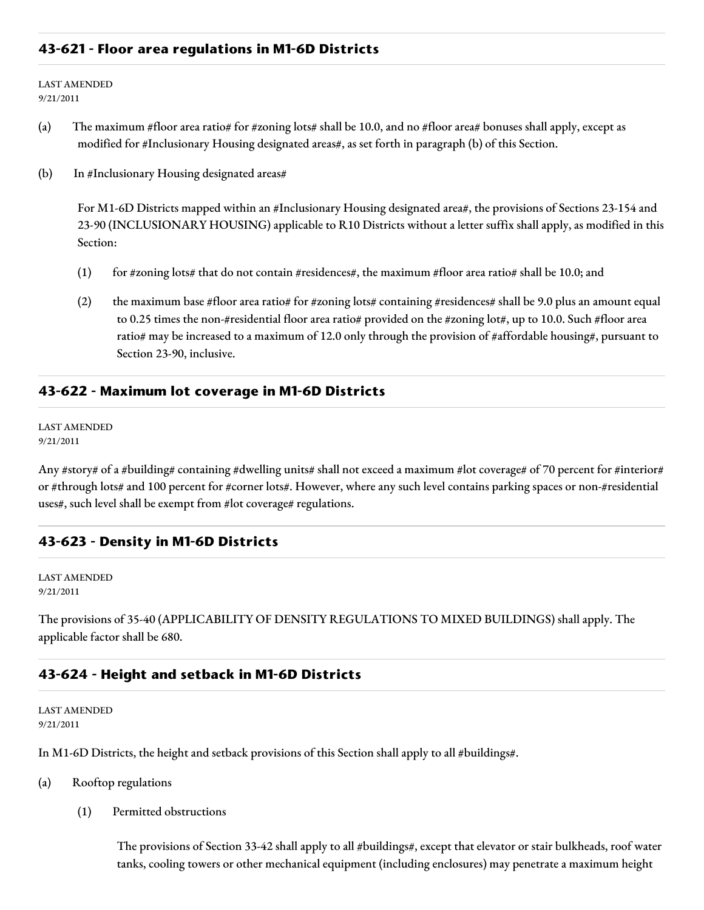## 43-621 - Floor area regulations in M1-6D Districts

LAST AMENDED
9/21/2011

(a) The maximum #floor area ratio# for #zoning lots# shall be 10.0, and no #floor area# bonuses shall apply, except as modified for #Inclusionary Housing designated areas#, as set forth in paragraph (b) of this Section.

(b) In #Inclusionary Housing designated areas#

For M1-6D Districts mapped within an #Inclusionary Housing designated area#, the provisions of Sections 23-154 and 23-90 (INCLUSIONARY HOUSING) applicable to R10 Districts without a letter suffix shall apply, as modified in this Section:

(1) for #zoning lots# that do not contain #residences#, the maximum #floor area ratio# shall be 10.0; and

(2) the maximum base #floor area ratio# for #zoning lots# containing #residences# shall be 9.0 plus an amount equal to 0.25 times the non-#residential floor area ratio# provided on the #zoning lot#, up to 10.0. Such #floor area ratio# may be increased to a maximum of 12.0 only through the provision of #affordable housing#, pursuant to Section 23-90, inclusive.

## 43-622 - Maximum lot coverage in M1-6D Districts

LAST AMENDED
9/21/2011

Any #story# of a #building# containing #dwelling units# shall not exceed a maximum #lot coverage# of 70 percent for #interior# or #through lots# and 100 percent for #corner lots#. However, where any such level contains parking spaces or non-#residential uses#, such level shall be exempt from #lot coverage# regulations.

## 43-623 - Density in M1-6D Districts

LAST AMENDED
9/21/2011

The provisions of 35-40 (APPLICABILITY OF DENSITY REGULATIONS TO MIXED BUILDINGS) shall apply. The applicable factor shall be 680.

## 43-624 - Height and setback in M1-6D Districts

LAST AMENDED
9/21/2011

In M1-6D Districts, the height and setback provisions of this Section shall apply to all #buildings#.

(a) Rooftop regulations

(1) Permitted obstructions

The provisions of Section 33-42 shall apply to all #buildings#, except that elevator or stair bulkheads, roof water tanks, cooling towers or other mechanical equipment (including enclosures) may penetrate a maximum height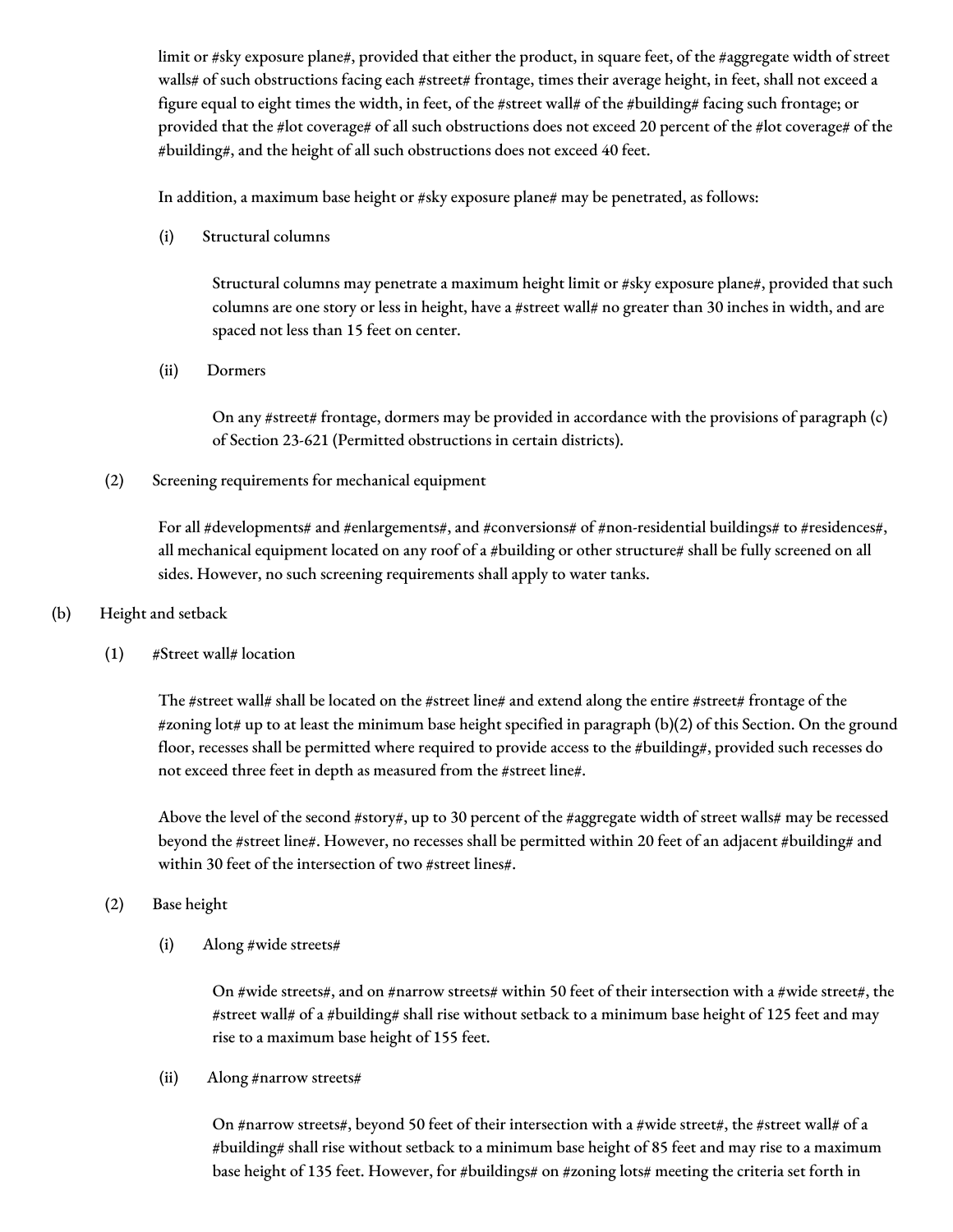limit or #sky exposure plane#, provided that either the product, in square feet, of the #aggregate width of street walls# of such obstructions facing each #street# frontage, times their average height, in feet, shall not exceed a figure equal to eight times the width, in feet, of the #street wall# of the #building# facing such frontage; or provided that the #lot coverage# of all such obstructions does not exceed 20 percent of the #lot coverage# of the #building#, and the height of all such obstructions does not exceed 40 feet.

In addition, a maximum base height or #sky exposure plane# may be penetrated, as follows:

(i) Structural columns

Structural columns may penetrate a maximum height limit or #sky exposure plane#, provided that such columns are one story or less in height, have a #street wall# no greater than 30 inches in width, and are spaced not less than 15 feet on center.

(ii) Dormers

On any #street# frontage, dormers may be provided in accordance with the provisions of paragraph (c) of Section 23-621 (Permitted obstructions in certain districts).

(2) Screening requirements for mechanical equipment

For all #developments# and #enlargements#, and #conversions# of #non-residential buildings# to #residences#, all mechanical equipment located on any roof of a #building or other structure# shall be fully screened on all sides. However, no such screening requirements shall apply to water tanks.

(b) Height and setback

(1) #Street wall# location

The #street wall# shall be located on the #street line# and extend along the entire #street# frontage of the #zoning lot# up to at least the minimum base height specified in paragraph (b)(2) of this Section. On the ground floor, recesses shall be permitted where required to provide access to the #building#, provided such recesses do not exceed three feet in depth as measured from the #street line#.

Above the level of the second #story#, up to 30 percent of the #aggregate width of street walls# may be recessed beyond the #street line#. However, no recesses shall be permitted within 20 feet of an adjacent #building# and within 30 feet of the intersection of two #street lines#.

(2) Base height

(i) Along #wide streets#

On #wide streets#, and on #narrow streets# within 50 feet of their intersection with a #wide street#, the #street wall# of a #building# shall rise without setback to a minimum base height of 125 feet and may rise to a maximum base height of 155 feet.

(ii) Along #narrow streets#

On #narrow streets#, beyond 50 feet of their intersection with a #wide street#, the #street wall# of a #building# shall rise without setback to a minimum base height of 85 feet and may rise to a maximum base height of 135 feet. However, for #buildings# on #zoning lots# meeting the criteria set forth in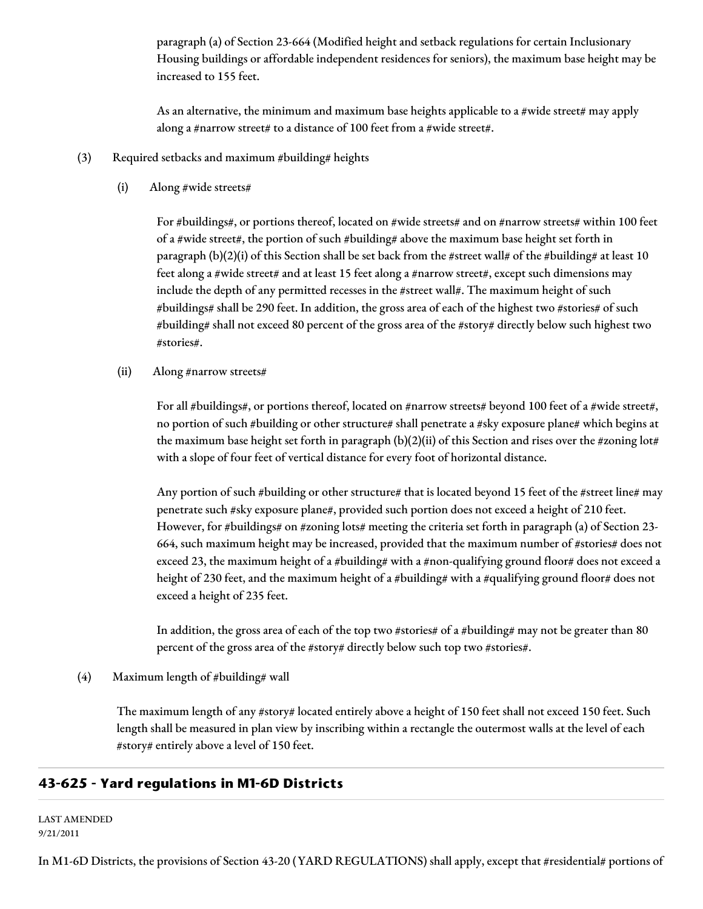paragraph (a) of Section 23-664 (Modified height and setback regulations for certain Inclusionary Housing buildings or affordable independent residences for seniors), the maximum base height may be increased to 155 feet.

As an alternative, the minimum and maximum base heights applicable to a #wide street# may apply along a #narrow street# to a distance of 100 feet from a #wide street#.

(3) Required setbacks and maximum #building# heights

(i) Along #wide streets#

For #buildings#, or portions thereof, located on #wide streets# and on #narrow streets# within 100 feet of a #wide street#, the portion of such #building# above the maximum base height set forth in paragraph (b)(2)(i) of this Section shall be set back from the #street wall# of the #building# at least 10 feet along a #wide street# and at least 15 feet along a #narrow street#, except such dimensions may include the depth of any permitted recesses in the #street wall#. The maximum height of such #buildings# shall be 290 feet. In addition, the gross area of each of the highest two #stories# of such #building# shall not exceed 80 percent of the gross area of the #story# directly below such highest two #stories#.

(ii) Along #narrow streets#

For all #buildings#, or portions thereof, located on #narrow streets# beyond 100 feet of a #wide street#, no portion of such #building or other structure# shall penetrate a #sky exposure plane# which begins at the maximum base height set forth in paragraph (b)(2)(ii) of this Section and rises over the #zoning lot# with a slope of four feet of vertical distance for every foot of horizontal distance.

Any portion of such #building or other structure# that is located beyond 15 feet of the #street line# may penetrate such #sky exposure plane#, provided such portion does not exceed a height of 210 feet. However, for #buildings# on #zoning lots# meeting the criteria set forth in paragraph (a) of Section 23-664, such maximum height may be increased, provided that the maximum number of #stories# does not exceed 23, the maximum height of a #building# with a #non-qualifying ground floor# does not exceed a height of 230 feet, and the maximum height of a #building# with a #qualifying ground floor# does not exceed a height of 235 feet.

In addition, the gross area of each of the top two #stories# of a #building# may not be greater than 80 percent of the gross area of the #story# directly below such top two #stories#.

(4) Maximum length of #building# wall

The maximum length of any #story# located entirely above a height of 150 feet shall not exceed 150 feet. Such length shall be measured in plan view by inscribing within a rectangle the outermost walls at the level of each #story# entirely above a level of 150 feet.

## 43-625 - Yard regulations in M1-6D Districts

LAST AMENDED
9/21/2011

In M1-6D Districts, the provisions of Section 43-20 (YARD REGULATIONS) shall apply, except that #residential# portions of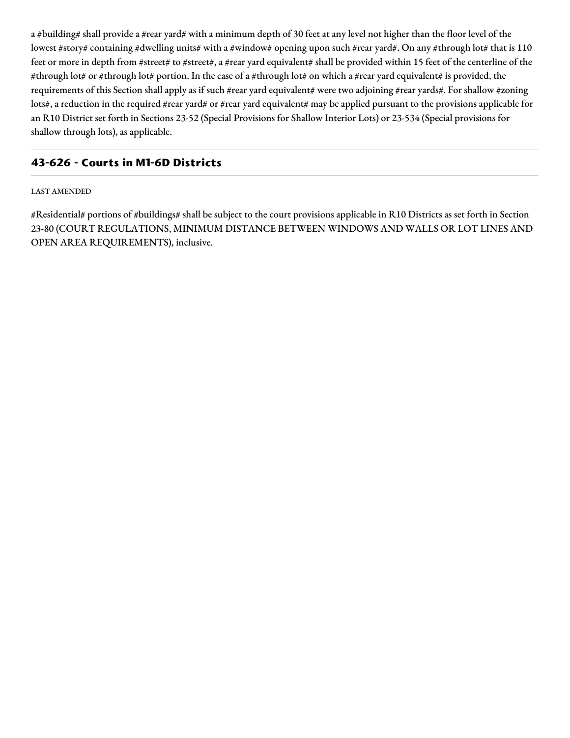a #building# shall provide a #rear yard# with a minimum depth of 30 feet at any level not higher than the floor level of the lowest #story# containing #dwelling units# with a #window# opening upon such #rear yard#. On any #through lot# that is 110 feet or more in depth from #street# to #street#, a #rear yard equivalent# shall be provided within 15 feet of the centerline of the #through lot# or #through lot# portion. In the case of a #through lot# on which a #rear yard equivalent# is provided, the requirements of this Section shall apply as if such #rear yard equivalent# were two adjoining #rear yards#. For shallow #zoning lots#, a reduction in the required #rear yard# or #rear yard equivalent# may be applied pursuant to the provisions applicable for an R10 District set forth in Sections 23-52 (Special Provisions for Shallow Interior Lots) or 23-534 (Special provisions for shallow through lots), as applicable.

## 43-626 - Courts in M1-6D Districts

LAST AMENDED

#Residential# portions of #buildings# shall be subject to the court provisions applicable in R10 Districts as set forth in Section 23-80 (COURT REGULATIONS, MINIMUM DISTANCE BETWEEN WINDOWS AND WALLS OR LOT LINES AND OPEN AREA REQUIREMENTS), inclusive.